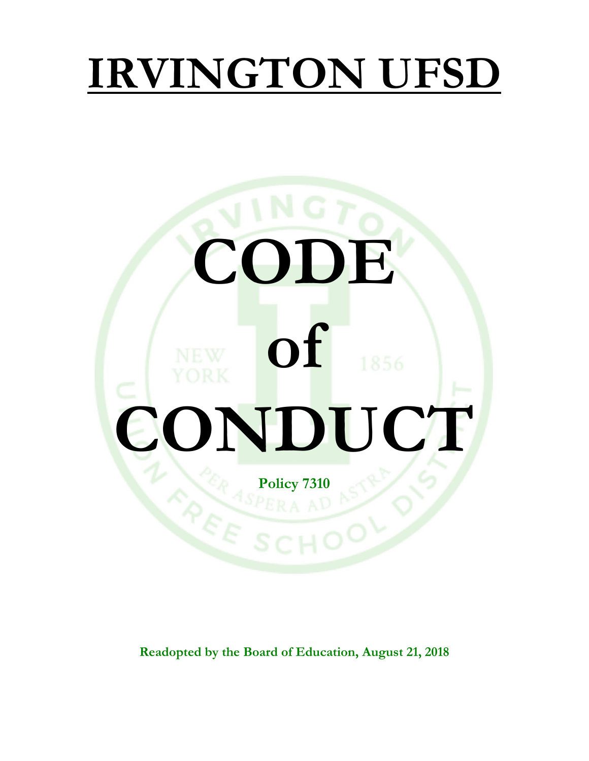# IRVINGTON UFSD

# CODE of CONDUCT

**Policy 7310**

**Readopted by the Board of Education, August 21, 2018**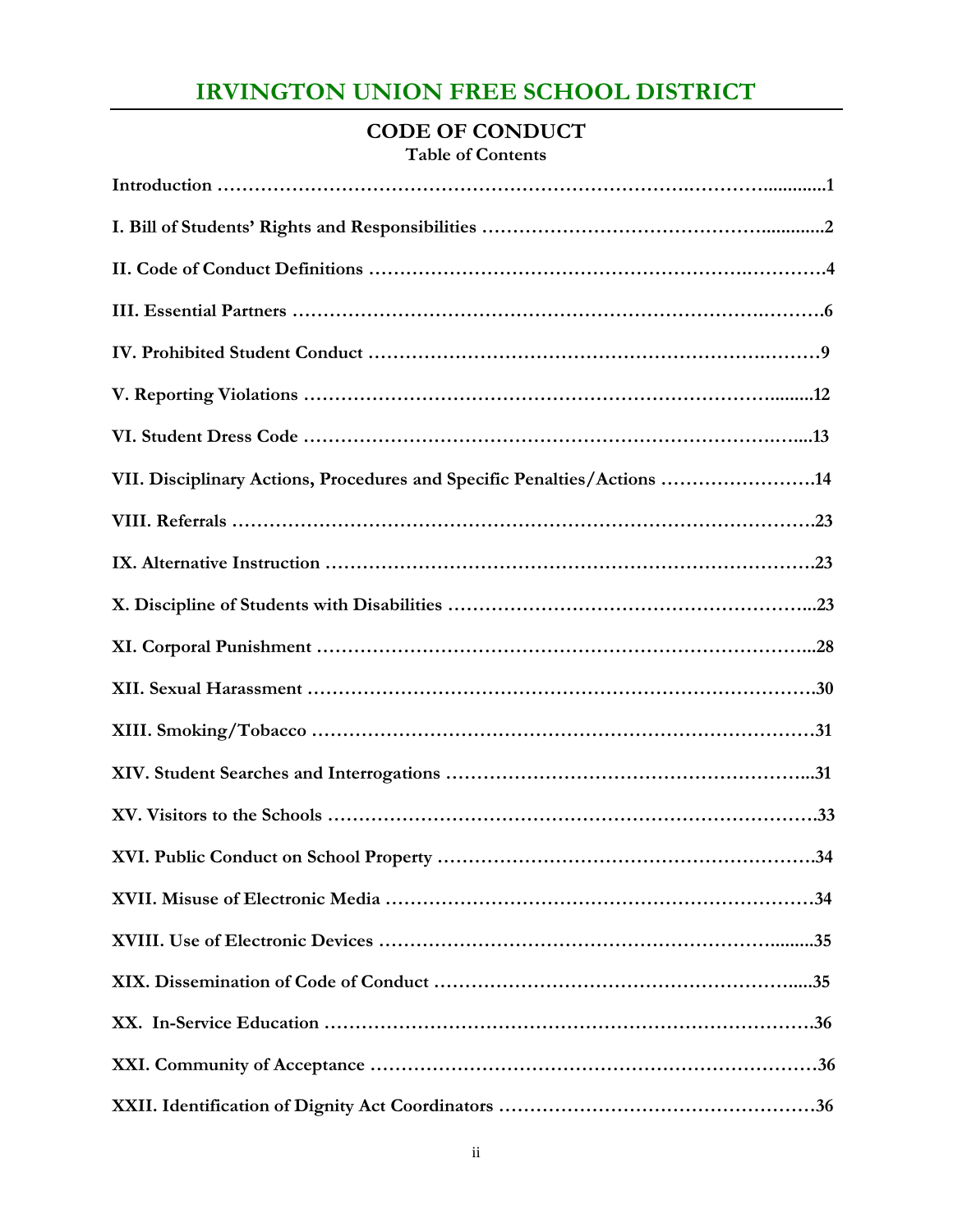# IRVINGTON UNION FREE SCHOOL DISTRICT

## CODE OF CONDUCT

### Table of Contents

**Introduction** ……………………………………………………………………………………1

**I. Bill of Students' Rights and Responsibilities** …………………………………………2

**II. Code of Conduct Definitions** ………………………………………………………………4

**III. Essential Partners** ……………………………………………………………………………6

**IV. Prohibited Student Conduct** ………………………………………………………………9

**V. Reporting Violations** ………………………………………………………………………12

**VI. Student Dress Code** …………………………………………………………………………13

**VII. Disciplinary Actions, Procedures and Specific Penalties/Actions** ………………14

**VIII. Referrals** ……………………………………………………………………………………23

**IX. Alternative Instruction** ……………………………………………………………………23

**X. Discipline of Students with Disabilities** ………………………………………………23

**XI. Corporal Punishment** ………………………………………………………………………28

**XII. Sexual Harassment** …………………………………………………………………………30

**XIII. Smoking/Tobacco** ……………………………………………………………………………31

**XIV. Student Searches and Interrogations** …………………………………………………31

**XV. Visitors to the Schools** ……………………………………………………………………33

**XVI. Public Conduct on School Property** ……………………………………………………34

**XVII. Misuse of Electronic Media** ……………………………………………………………34

**XVIII. Use of Electronic Devices** ………………………………………………………………35

**XIX. Dissemination of Code of Conduct** ……………………………………………………35

**XX. In-Service Education** ………………………………………………………………………36

**XXI. Community of Acceptance** ………………………………………………………………36

**XXII. Identification of Dignity Act Coordinators** …………………………………………36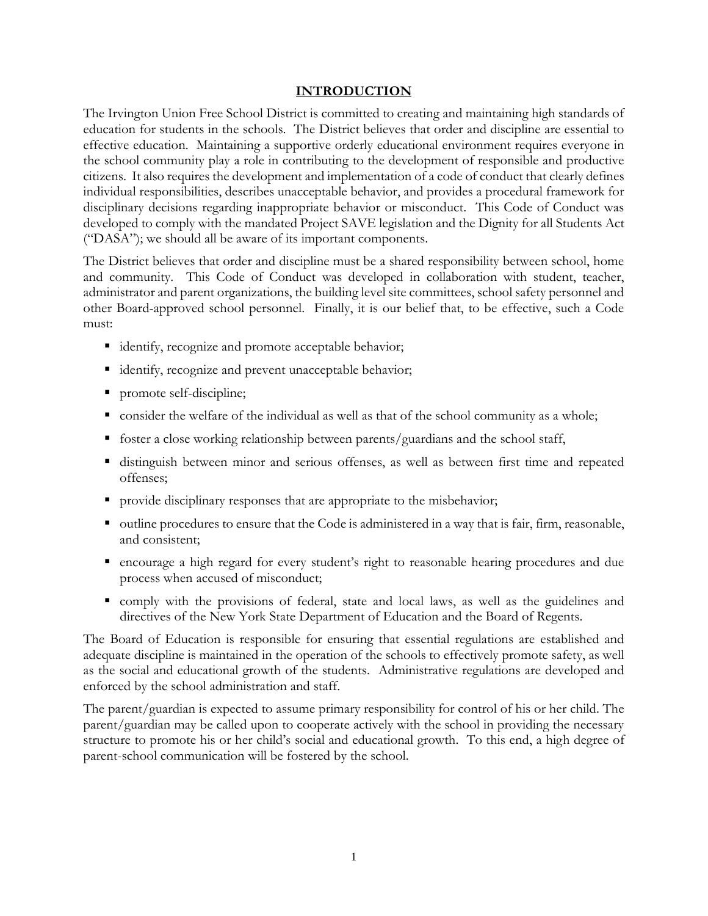## INTRODUCTION

The Irvington Union Free School District is committed to creating and maintaining high standards of education for students in the schools. The District believes that order and discipline are essential to effective education. Maintaining a supportive orderly educational environment requires everyone in the school community play a role in contributing to the development of responsible and productive citizens. It also requires the development and implementation of a code of conduct that clearly defines individual responsibilities, describes unacceptable behavior, and provides a procedural framework for disciplinary decisions regarding inappropriate behavior or misconduct. This Code of Conduct was developed to comply with the mandated Project SAVE legislation and the Dignity for all Students Act ("DASA"); we should all be aware of its important components.

The District believes that order and discipline must be a shared responsibility between school, home and community. This Code of Conduct was developed in collaboration with student, teacher, administrator and parent organizations, the building level site committees, school safety personnel and other Board-approved school personnel. Finally, it is our belief that, to be effective, such a Code must:

- identify, recognize and promote acceptable behavior;
- identify, recognize and prevent unacceptable behavior;
- promote self-discipline;
- consider the welfare of the individual as well as that of the school community as a whole;
- foster a close working relationship between parents/guardians and the school staff,
- distinguish between minor and serious offenses, as well as between first time and repeated offenses;
- provide disciplinary responses that are appropriate to the misbehavior;
- outline procedures to ensure that the Code is administered in a way that is fair, firm, reasonable, and consistent;
- encourage a high regard for every student's right to reasonable hearing procedures and due process when accused of misconduct;
- comply with the provisions of federal, state and local laws, as well as the guidelines and directives of the New York State Department of Education and the Board of Regents.

The Board of Education is responsible for ensuring that essential regulations are established and adequate discipline is maintained in the operation of the schools to effectively promote safety, as well as the social and educational growth of the students. Administrative regulations are developed and enforced by the school administration and staff.

The parent/guardian is expected to assume primary responsibility for control of his or her child. The parent/guardian may be called upon to cooperate actively with the school in providing the necessary structure to promote his or her child's social and educational growth. To this end, a high degree of parent-school communication will be fostered by the school.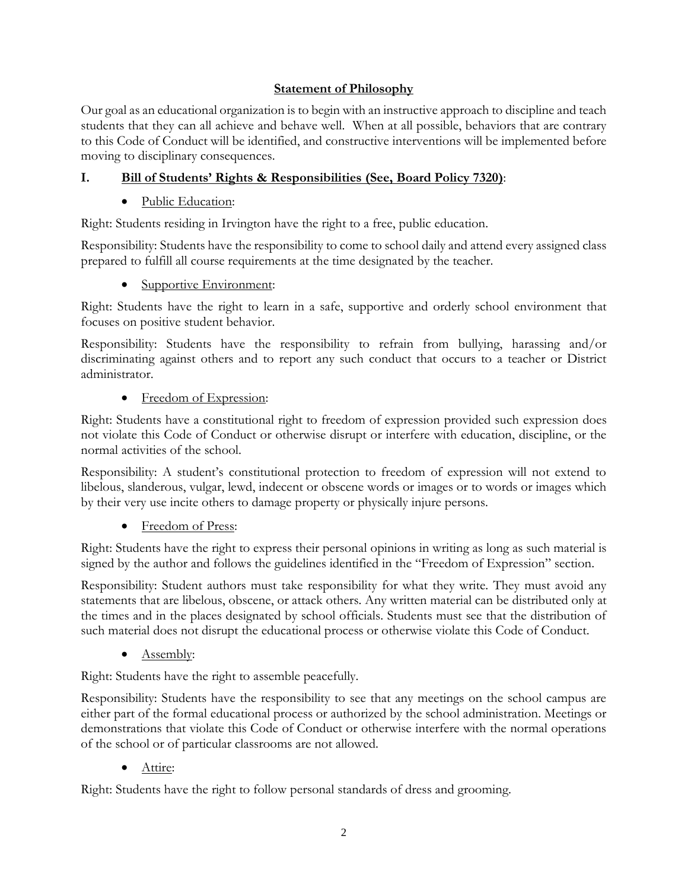## Statement of Philosophy

Our goal as an educational organization is to begin with an instructive approach to discipline and teach students that they can all achieve and behave well. When at all possible, behaviors that are contrary to this Code of Conduct will be identified, and constructive interventions will be implemented before moving to disciplinary consequences.

## I. Bill of Students' Rights & Responsibilities (See, Board Policy 7320):

- Public Education:

Right: Students residing in Irvington have the right to a free, public education.

Responsibility: Students have the responsibility to come to school daily and attend every assigned class prepared to fulfill all course requirements at the time designated by the teacher.

- Supportive Environment:

Right: Students have the right to learn in a safe, supportive and orderly school environment that focuses on positive student behavior.

Responsibility: Students have the responsibility to refrain from bullying, harassing and/or discriminating against others and to report any such conduct that occurs to a teacher or District administrator.

- Freedom of Expression:

Right: Students have a constitutional right to freedom of expression provided such expression does not violate this Code of Conduct or otherwise disrupt or interfere with education, discipline, or the normal activities of the school.

Responsibility: A student's constitutional protection to freedom of expression will not extend to libelous, slanderous, vulgar, lewd, indecent or obscene words or images or to words or images which by their very use incite others to damage property or physically injure persons.

- Freedom of Press:

Right: Students have the right to express their personal opinions in writing as long as such material is signed by the author and follows the guidelines identified in the "Freedom of Expression" section.

Responsibility: Student authors must take responsibility for what they write. They must avoid any statements that are libelous, obscene, or attack others. Any written material can be distributed only at the times and in the places designated by school officials. Students must see that the distribution of such material does not disrupt the educational process or otherwise violate this Code of Conduct.

- Assembly:

Right: Students have the right to assemble peacefully.

Responsibility: Students have the responsibility to see that any meetings on the school campus are either part of the formal educational process or authorized by the school administration. Meetings or demonstrations that violate this Code of Conduct or otherwise interfere with the normal operations of the school or of particular classrooms are not allowed.

- Attire:

Right: Students have the right to follow personal standards of dress and grooming.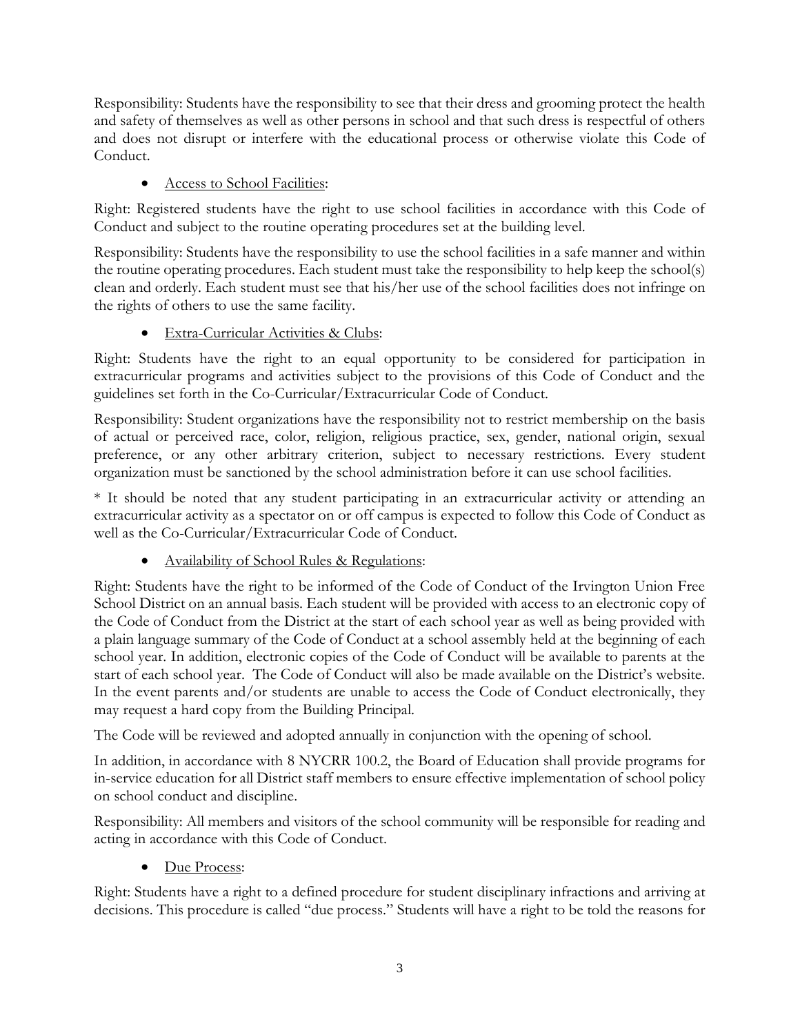Responsibility: Students have the responsibility to see that their dress and grooming protect the health and safety of themselves as well as other persons in school and that such dress is respectful of others and does not disrupt or interfere with the educational process or otherwise violate this Code of Conduct.

- Access to School Facilities:

Right: Registered students have the right to use school facilities in accordance with this Code of Conduct and subject to the routine operating procedures set at the building level.

Responsibility: Students have the responsibility to use the school facilities in a safe manner and within the routine operating procedures. Each student must take the responsibility to help keep the school(s) clean and orderly. Each student must see that his/her use of the school facilities does not infringe on the rights of others to use the same facility.

- Extra-Curricular Activities & Clubs:

Right: Students have the right to an equal opportunity to be considered for participation in extracurricular programs and activities subject to the provisions of this Code of Conduct and the guidelines set forth in the Co-Curricular/Extracurricular Code of Conduct.

Responsibility: Student organizations have the responsibility not to restrict membership on the basis of actual or perceived race, color, religion, religious practice, sex, gender, national origin, sexual preference, or any other arbitrary criterion, subject to necessary restrictions. Every student organization must be sanctioned by the school administration before it can use school facilities.

* It should be noted that any student participating in an extracurricular activity or attending an extracurricular activity as a spectator on or off campus is expected to follow this Code of Conduct as well as the Co-Curricular/Extracurricular Code of Conduct.

- Availability of School Rules & Regulations:

Right: Students have the right to be informed of the Code of Conduct of the Irvington Union Free School District on an annual basis. Each student will be provided with access to an electronic copy of the Code of Conduct from the District at the start of each school year as well as being provided with a plain language summary of the Code of Conduct at a school assembly held at the beginning of each school year. In addition, electronic copies of the Code of Conduct will be available to parents at the start of each school year. The Code of Conduct will also be made available on the District's website. In the event parents and/or students are unable to access the Code of Conduct electronically, they may request a hard copy from the Building Principal.

The Code will be reviewed and adopted annually in conjunction with the opening of school.

In addition, in accordance with 8 NYCRR 100.2, the Board of Education shall provide programs for in-service education for all District staff members to ensure effective implementation of school policy on school conduct and discipline.

Responsibility: All members and visitors of the school community will be responsible for reading and acting in accordance with this Code of Conduct.

- Due Process:

Right: Students have a right to a defined procedure for student disciplinary infractions and arriving at decisions. This procedure is called "due process." Students will have a right to be told the reasons for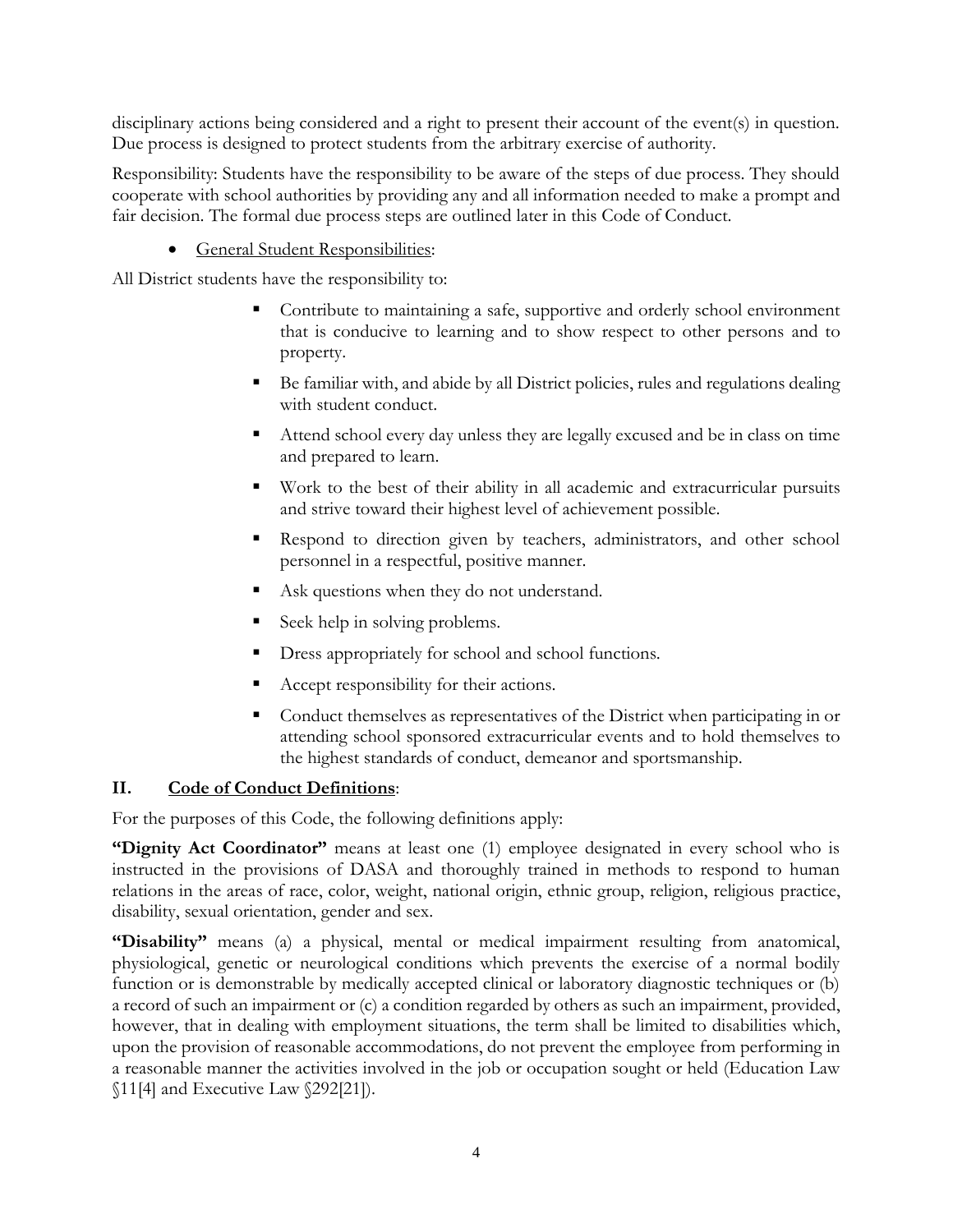disciplinary actions being considered and a right to present their account of the event(s) in question. Due process is designed to protect students from the arbitrary exercise of authority.

Responsibility: Students have the responsibility to be aware of the steps of due process. They should cooperate with school authorities by providing any and all information needed to make a prompt and fair decision. The formal due process steps are outlined later in this Code of Conduct.

- General Student Responsibilities:

All District students have the responsibility to:

- Contribute to maintaining a safe, supportive and orderly school environment that is conducive to learning and to show respect to other persons and to property.
- Be familiar with, and abide by all District policies, rules and regulations dealing with student conduct.
- Attend school every day unless they are legally excused and be in class on time and prepared to learn.
- Work to the best of their ability in all academic and extracurricular pursuits and strive toward their highest level of achievement possible.
- Respond to direction given by teachers, administrators, and other school personnel in a respectful, positive manner.
- Ask questions when they do not understand.
- Seek help in solving problems.
- Dress appropriately for school and school functions.
- Accept responsibility for their actions.
- Conduct themselves as representatives of the District when participating in or attending school sponsored extracurricular events and to hold themselves to the highest standards of conduct, demeanor and sportsmanship.

## II. Code of Conduct Definitions:

For the purposes of this Code, the following definitions apply:

**"Dignity Act Coordinator"** means at least one (1) employee designated in every school who is instructed in the provisions of DASA and thoroughly trained in methods to respond to human relations in the areas of race, color, weight, national origin, ethnic group, religion, religious practice, disability, sexual orientation, gender and sex.

**"Disability"** means (a) a physical, mental or medical impairment resulting from anatomical, physiological, genetic or neurological conditions which prevents the exercise of a normal bodily function or is demonstrable by medically accepted clinical or laboratory diagnostic techniques or (b) a record of such an impairment or (c) a condition regarded by others as such an impairment, provided, however, that in dealing with employment situations, the term shall be limited to disabilities which, upon the provision of reasonable accommodations, do not prevent the employee from performing in a reasonable manner the activities involved in the job or occupation sought or held (Education Law §11[4] and Executive Law §292[21]).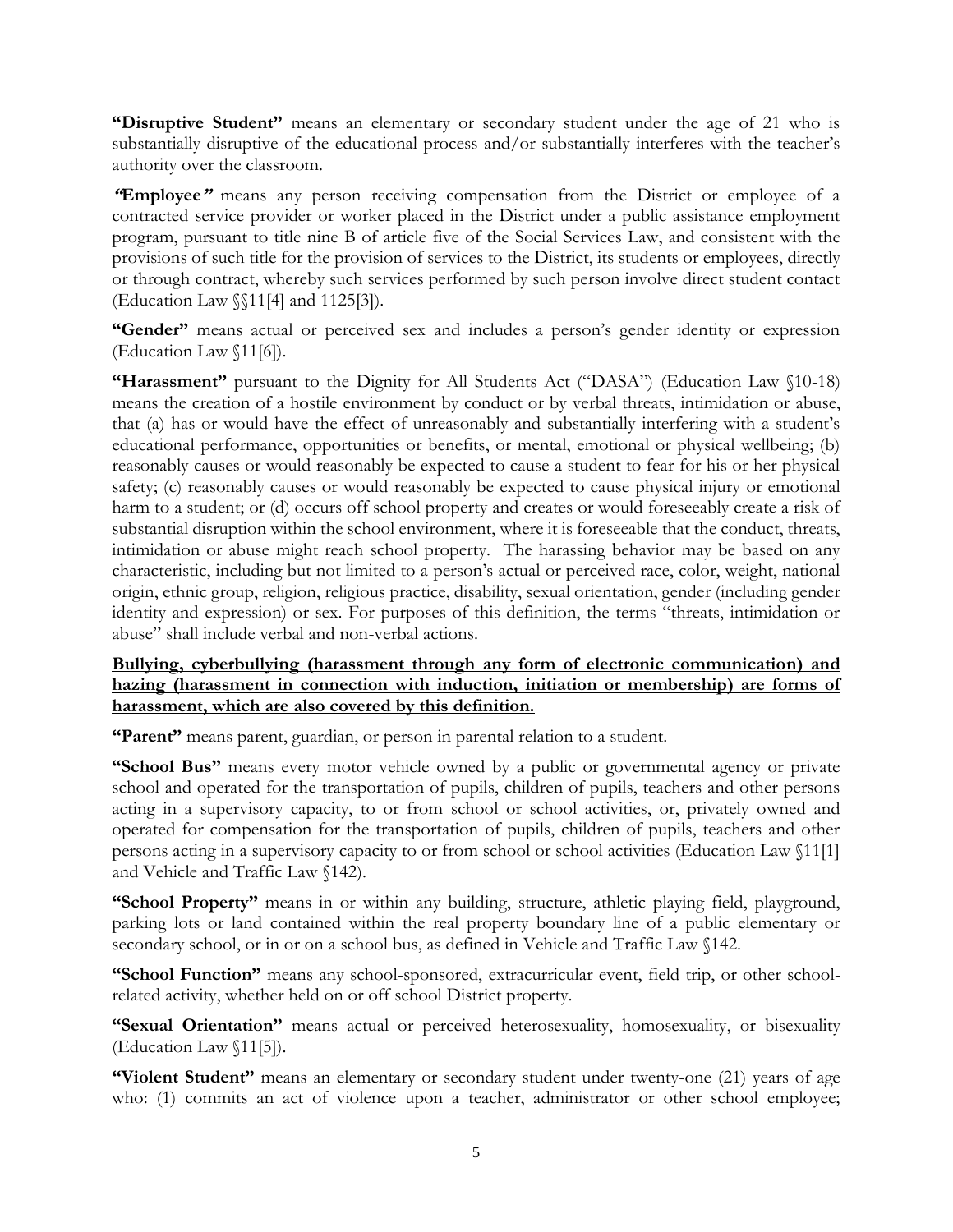**"Disruptive Student"** means an elementary or secondary student under the age of 21 who is substantially disruptive of the educational process and/or substantially interferes with the teacher's authority over the classroom.

**"Employee"** means any person receiving compensation from the District or employee of a contracted service provider or worker placed in the District under a public assistance employment program, pursuant to title nine B of article five of the Social Services Law, and consistent with the provisions of such title for the provision of services to the District, its students or employees, directly or through contract, whereby such services performed by such person involve direct student contact (Education Law §§11[4] and 1125[3]).

**"Gender"** means actual or perceived sex and includes a person's gender identity or expression (Education Law §11[6]).

**"Harassment"** pursuant to the Dignity for All Students Act ("DASA") (Education Law §10-18) means the creation of a hostile environment by conduct or by verbal threats, intimidation or abuse, that (a) has or would have the effect of unreasonably and substantially interfering with a student's educational performance, opportunities or benefits, or mental, emotional or physical wellbeing; (b) reasonably causes or would reasonably be expected to cause a student to fear for his or her physical safety; (c) reasonably causes or would reasonably be expected to cause physical injury or emotional harm to a student; or (d) occurs off school property and creates or would foreseeably create a risk of substantial disruption within the school environment, where it is foreseeable that the conduct, threats, intimidation or abuse might reach school property. The harassing behavior may be based on any characteristic, including but not limited to a person's actual or perceived race, color, weight, national origin, ethnic group, religion, religious practice, disability, sexual orientation, gender (including gender identity and expression) or sex. For purposes of this definition, the terms "threats, intimidation or abuse" shall include verbal and non-verbal actions.

**Bullying, cyberbullying (harassment through any form of electronic communication) and hazing (harassment in connection with induction, initiation or membership) are forms of harassment, which are also covered by this definition.**

**"Parent"** means parent, guardian, or person in parental relation to a student.

**"School Bus"** means every motor vehicle owned by a public or governmental agency or private school and operated for the transportation of pupils, children of pupils, teachers and other persons acting in a supervisory capacity, to or from school or school activities, or, privately owned and operated for compensation for the transportation of pupils, children of pupils, teachers and other persons acting in a supervisory capacity to or from school or school activities (Education Law §11[1] and Vehicle and Traffic Law §142).

**"School Property"** means in or within any building, structure, athletic playing field, playground, parking lots or land contained within the real property boundary line of a public elementary or secondary school, or in or on a school bus, as defined in Vehicle and Traffic Law §142.

**"School Function"** means any school-sponsored, extracurricular event, field trip, or other school-related activity, whether held on or off school District property.

**"Sexual Orientation"** means actual or perceived heterosexuality, homosexuality, or bisexuality (Education Law §11[5]).

**"Violent Student"** means an elementary or secondary student under twenty-one (21) years of age who: (1) commits an act of violence upon a teacher, administrator or other school employee;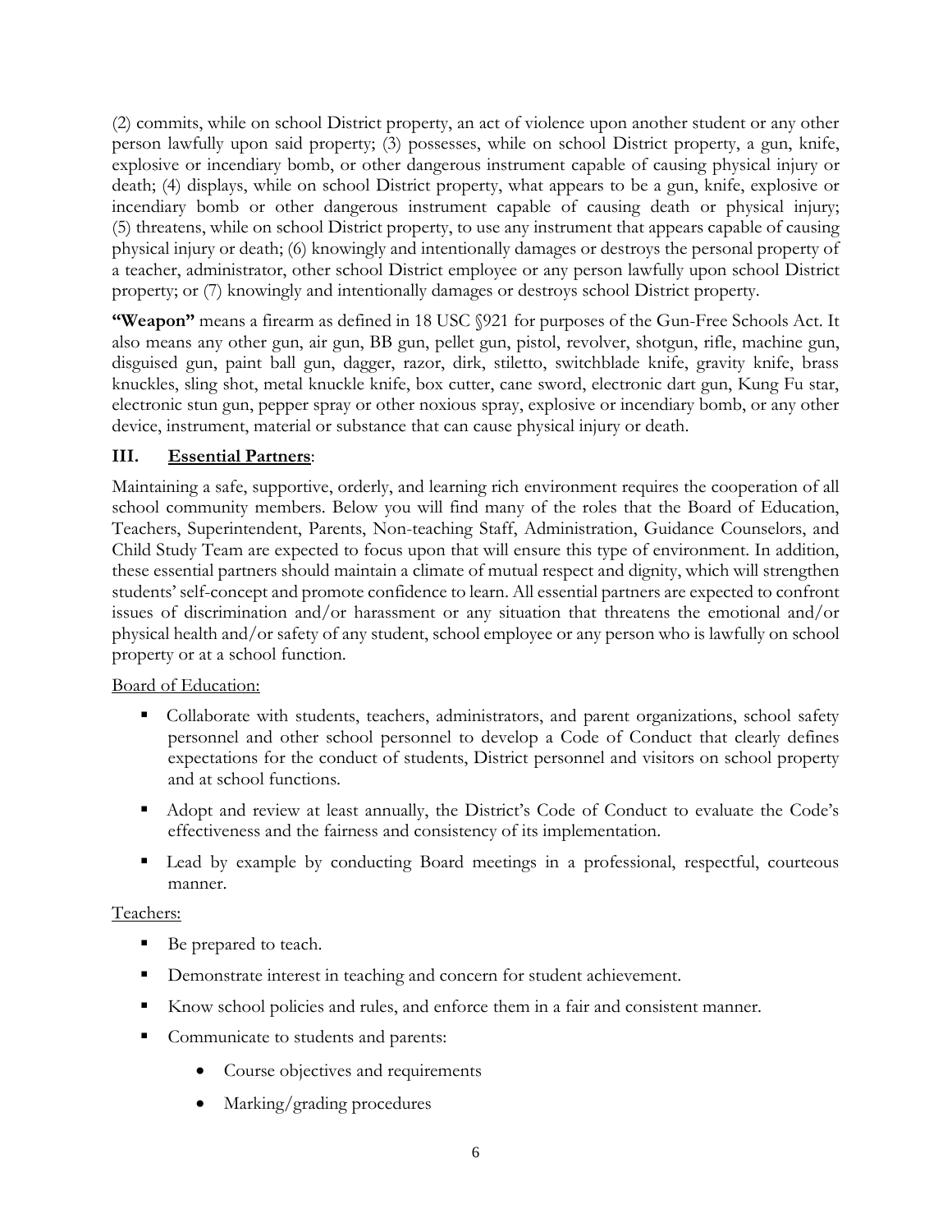(2) commits, while on school District property, an act of violence upon another student or any other person lawfully upon said property; (3) possesses, while on school District property, a gun, knife, explosive or incendiary bomb, or other dangerous instrument capable of causing physical injury or death; (4) displays, while on school District property, what appears to be a gun, knife, explosive or incendiary bomb or other dangerous instrument capable of causing death or physical injury; (5) threatens, while on school District property, to use any instrument that appears capable of causing physical injury or death; (6) knowingly and intentionally damages or destroys the personal property of a teacher, administrator, other school District employee or any person lawfully upon school District property; or (7) knowingly and intentionally damages or destroys school District property.

**"Weapon"** means a firearm as defined in 18 USC §921 for purposes of the Gun-Free Schools Act. It also means any other gun, air gun, BB gun, pellet gun, pistol, revolver, shotgun, rifle, machine gun, disguised gun, paint ball gun, dagger, razor, dirk, stiletto, switchblade knife, gravity knife, brass knuckles, sling shot, metal knuckle knife, box cutter, cane sword, electronic dart gun, Kung Fu star, electronic stun gun, pepper spray or other noxious spray, explosive or incendiary bomb, or any other device, instrument, material or substance that can cause physical injury or death.

## III. Essential Partners:

Maintaining a safe, supportive, orderly, and learning rich environment requires the cooperation of all school community members. Below you will find many of the roles that the Board of Education, Teachers, Superintendent, Parents, Non-teaching Staff, Administration, Guidance Counselors, and Child Study Team are expected to focus upon that will ensure this type of environment. In addition, these essential partners should maintain a climate of mutual respect and dignity, which will strengthen students' self-concept and promote confidence to learn. All essential partners are expected to confront issues of discrimination and/or harassment or any situation that threatens the emotional and/or physical health and/or safety of any student, school employee or any person who is lawfully on school property or at a school function.

Board of Education:

- Collaborate with students, teachers, administrators, and parent organizations, school safety personnel and other school personnel to develop a Code of Conduct that clearly defines expectations for the conduct of students, District personnel and visitors on school property and at school functions.
- Adopt and review at least annually, the District's Code of Conduct to evaluate the Code's effectiveness and the fairness and consistency of its implementation.
- Lead by example by conducting Board meetings in a professional, respectful, courteous manner.

Teachers:

- Be prepared to teach.
- Demonstrate interest in teaching and concern for student achievement.
- Know school policies and rules, and enforce them in a fair and consistent manner.
- Communicate to students and parents:
  - Course objectives and requirements
  - Marking/grading procedures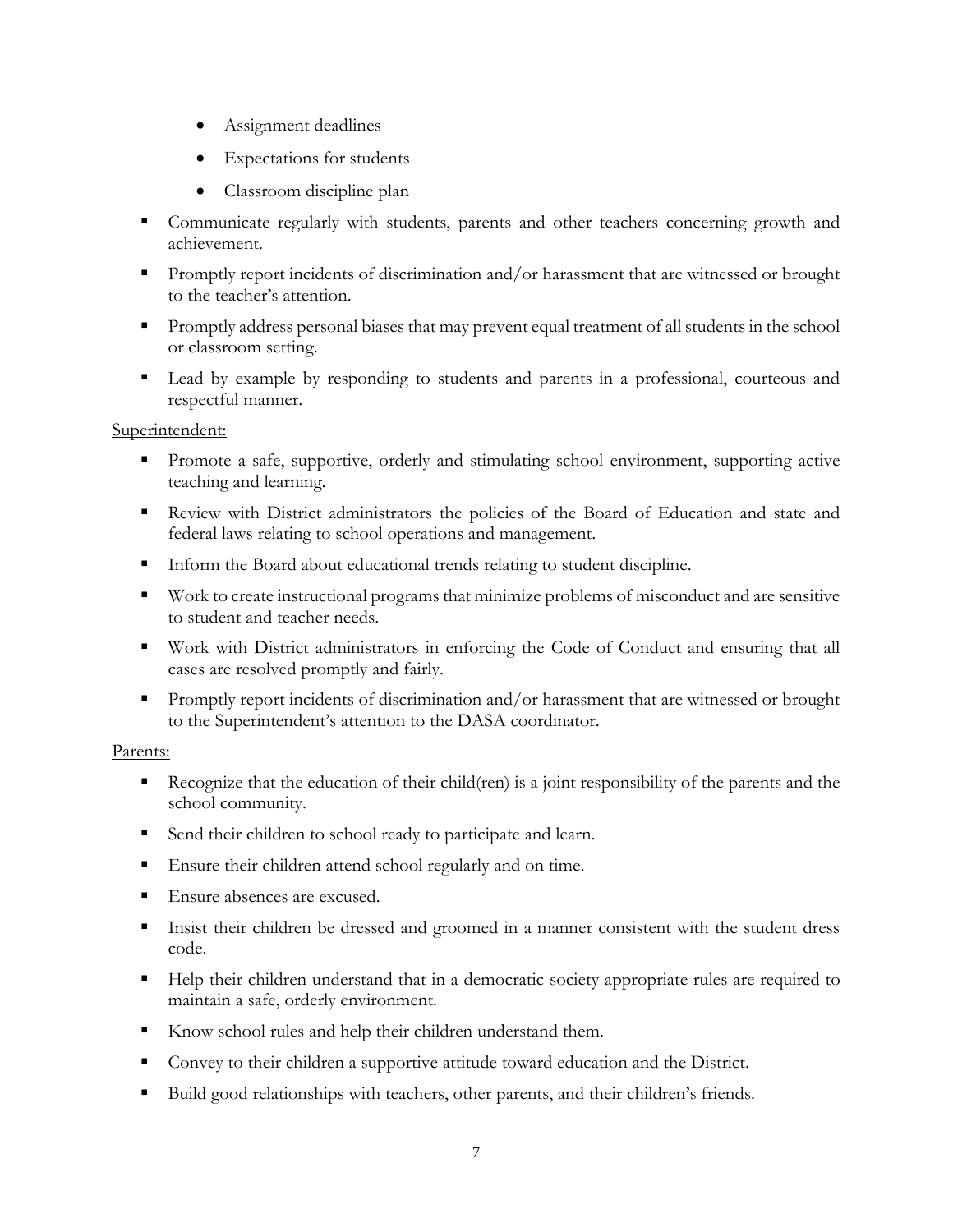- Assignment deadlines
   - Expectations for students
   - Classroom discipline plan
- Communicate regularly with students, parents and other teachers concerning growth and achievement.
- Promptly report incidents of discrimination and/or harassment that are witnessed or brought to the teacher's attention.
- Promptly address personal biases that may prevent equal treatment of all students in the school or classroom setting.
- Lead by example by responding to students and parents in a professional, courteous and respectful manner.

<u>Superintendent:</u>

- Promote a safe, supportive, orderly and stimulating school environment, supporting active teaching and learning.
- Review with District administrators the policies of the Board of Education and state and federal laws relating to school operations and management.
- Inform the Board about educational trends relating to student discipline.
- Work to create instructional programs that minimize problems of misconduct and are sensitive to student and teacher needs.
- Work with District administrators in enforcing the Code of Conduct and ensuring that all cases are resolved promptly and fairly.
- Promptly report incidents of discrimination and/or harassment that are witnessed or brought to the Superintendent's attention to the DASA coordinator.

<u>Parents:</u>

- Recognize that the education of their child(ren) is a joint responsibility of the parents and the school community.
- Send their children to school ready to participate and learn.
- Ensure their children attend school regularly and on time.
- Ensure absences are excused.
- Insist their children be dressed and groomed in a manner consistent with the student dress code.
- Help their children understand that in a democratic society appropriate rules are required to maintain a safe, orderly environment.
- Know school rules and help their children understand them.
- Convey to their children a supportive attitude toward education and the District.
- Build good relationships with teachers, other parents, and their children's friends.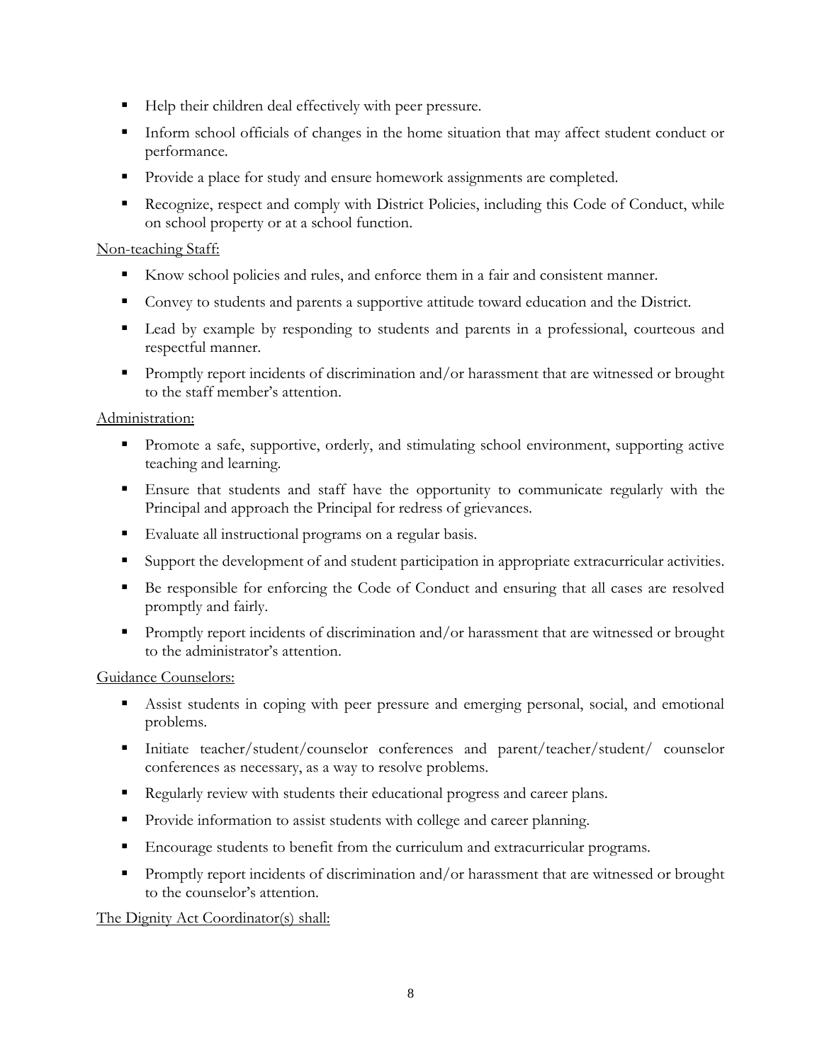- Help their children deal effectively with peer pressure.
- Inform school officials of changes in the home situation that may affect student conduct or performance.
- Provide a place for study and ensure homework assignments are completed.
- Recognize, respect and comply with District Policies, including this Code of Conduct, while on school property or at a school function.

<u>Non-teaching Staff:</u>

- Know school policies and rules, and enforce them in a fair and consistent manner.
- Convey to students and parents a supportive attitude toward education and the District.
- Lead by example by responding to students and parents in a professional, courteous and respectful manner.
- Promptly report incidents of discrimination and/or harassment that are witnessed or brought to the staff member's attention.

<u>Administration:</u>

- Promote a safe, supportive, orderly, and stimulating school environment, supporting active teaching and learning.
- Ensure that students and staff have the opportunity to communicate regularly with the Principal and approach the Principal for redress of grievances.
- Evaluate all instructional programs on a regular basis.
- Support the development of and student participation in appropriate extracurricular activities.
- Be responsible for enforcing the Code of Conduct and ensuring that all cases are resolved promptly and fairly.
- Promptly report incidents of discrimination and/or harassment that are witnessed or brought to the administrator's attention.

<u>Guidance Counselors:</u>

- Assist students in coping with peer pressure and emerging personal, social, and emotional problems.
- Initiate teacher/student/counselor conferences and parent/teacher/student/ counselor conferences as necessary, as a way to resolve problems.
- Regularly review with students their educational progress and career plans.
- Provide information to assist students with college and career planning.
- Encourage students to benefit from the curriculum and extracurricular programs.
- Promptly report incidents of discrimination and/or harassment that are witnessed or brought to the counselor's attention.

<u>The Dignity Act Coordinator(s) shall:</u>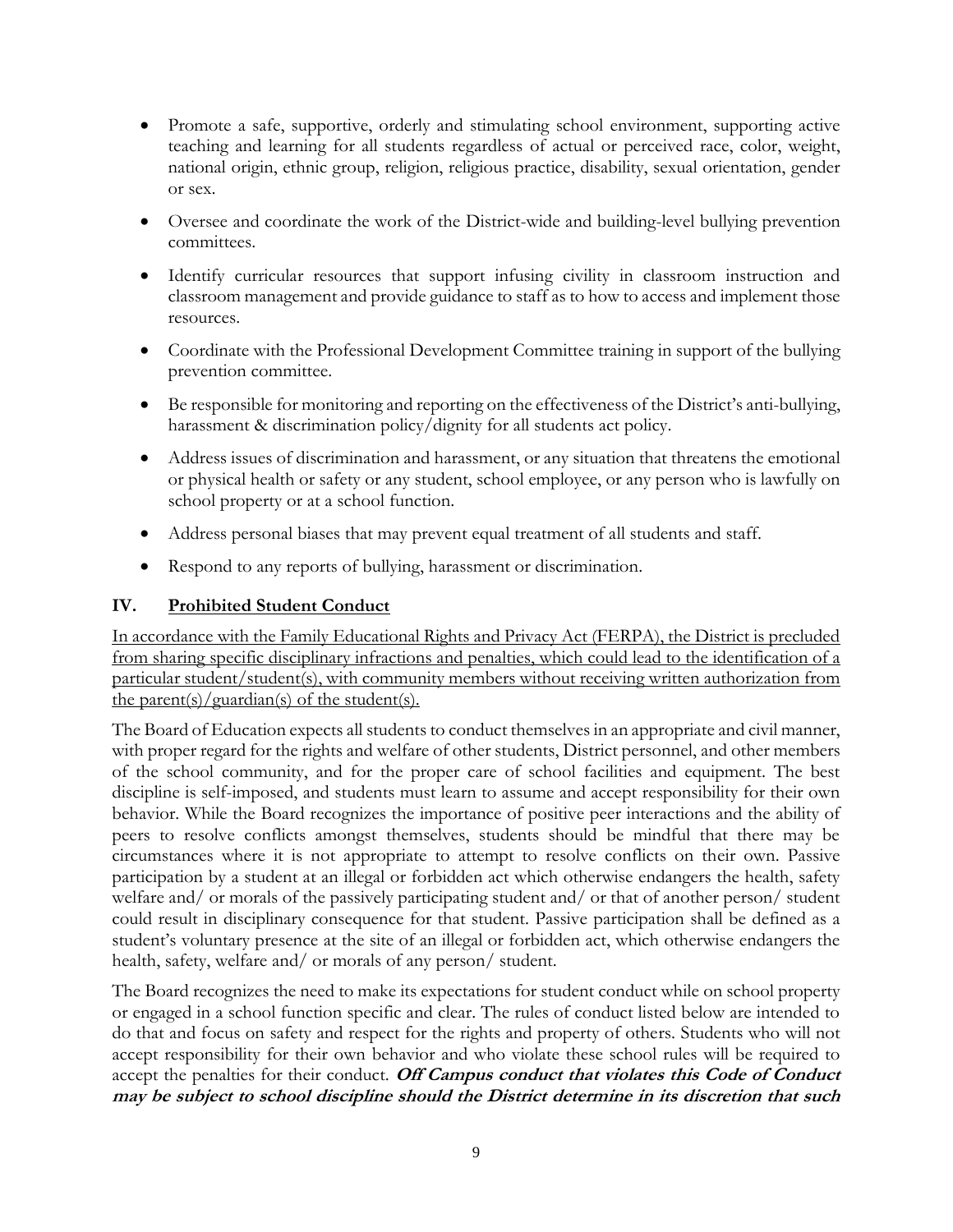- Promote a safe, supportive, orderly and stimulating school environment, supporting active teaching and learning for all students regardless of actual or perceived race, color, weight, national origin, ethnic group, religion, religious practice, disability, sexual orientation, gender or sex.
- Oversee and coordinate the work of the District-wide and building-level bullying prevention committees.
- Identify curricular resources that support infusing civility in classroom instruction and classroom management and provide guidance to staff as to how to access and implement those resources.
- Coordinate with the Professional Development Committee training in support of the bullying prevention committee.
- Be responsible for monitoring and reporting on the effectiveness of the District's anti-bullying, harassment & discrimination policy/dignity for all students act policy.
- Address issues of discrimination and harassment, or any situation that threatens the emotional or physical health or safety or any student, school employee, or any person who is lawfully on school property or at a school function.
- Address personal biases that may prevent equal treatment of all students and staff.
- Respond to any reports of bullying, harassment or discrimination.

## IV. Prohibited Student Conduct

In accordance with the Family Educational Rights and Privacy Act (FERPA), the District is precluded from sharing specific disciplinary infractions and penalties, which could lead to the identification of a particular student/student(s), with community members without receiving written authorization from the parent(s)/guardian(s) of the student(s).

The Board of Education expects all students to conduct themselves in an appropriate and civil manner, with proper regard for the rights and welfare of other students, District personnel, and other members of the school community, and for the proper care of school facilities and equipment. The best discipline is self-imposed, and students must learn to assume and accept responsibility for their own behavior. While the Board recognizes the importance of positive peer interactions and the ability of peers to resolve conflicts amongst themselves, students should be mindful that there may be circumstances where it is not appropriate to attempt to resolve conflicts on their own. Passive participation by a student at an illegal or forbidden act which otherwise endangers the health, safety welfare and/ or morals of the passively participating student and/ or that of another person/ student could result in disciplinary consequence for that student. Passive participation shall be defined as a student's voluntary presence at the site of an illegal or forbidden act, which otherwise endangers the health, safety, welfare and/ or morals of any person/ student.

The Board recognizes the need to make its expectations for student conduct while on school property or engaged in a school function specific and clear. The rules of conduct listed below are intended to do that and focus on safety and respect for the rights and property of others. Students who will not accept responsibility for their own behavior and who violate these school rules will be required to accept the penalties for their conduct. ***Off Campus conduct that violates this Code of Conduct may be subject to school discipline should the District determine in its discretion that such***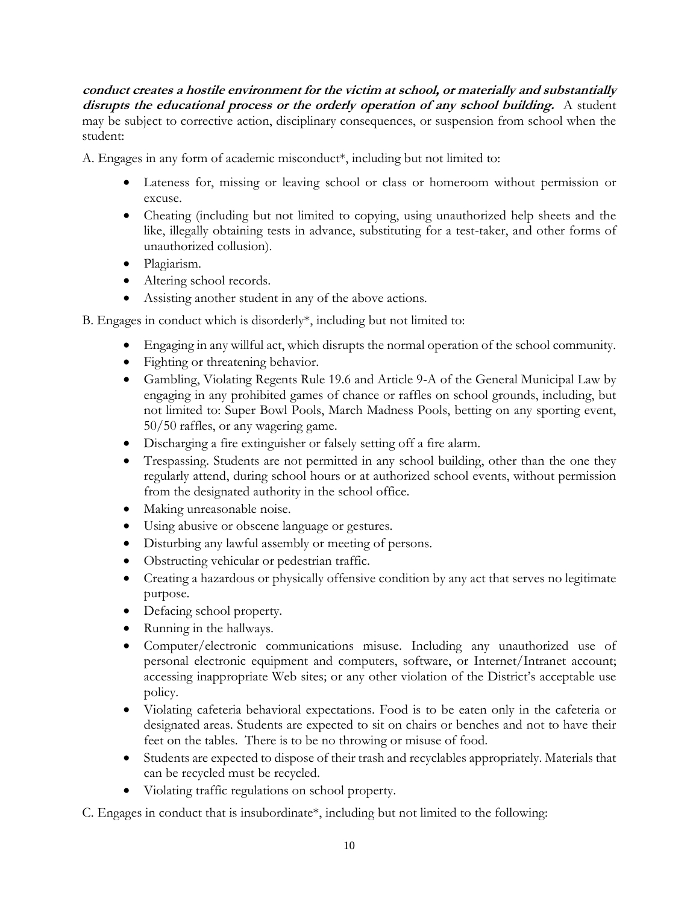***conduct creates a hostile environment for the victim at school, or materially and substantially disrupts the educational process or the orderly operation of any school building.*** A student may be subject to corrective action, disciplinary consequences, or suspension from school when the student:

A. Engages in any form of academic misconduct*, including but not limited to:

- Lateness for, missing or leaving school or class or homeroom without permission or excuse.
- Cheating (including but not limited to copying, using unauthorized help sheets and the like, illegally obtaining tests in advance, substituting for a test-taker, and other forms of unauthorized collusion).
- Plagiarism.
- Altering school records.
- Assisting another student in any of the above actions.

B. Engages in conduct which is disorderly*, including but not limited to:

- Engaging in any willful act, which disrupts the normal operation of the school community.
- Fighting or threatening behavior.
- Gambling, Violating Regents Rule 19.6 and Article 9-A of the General Municipal Law by engaging in any prohibited games of chance or raffles on school grounds, including, but not limited to: Super Bowl Pools, March Madness Pools, betting on any sporting event, 50/50 raffles, or any wagering game.
- Discharging a fire extinguisher or falsely setting off a fire alarm.
- Trespassing. Students are not permitted in any school building, other than the one they regularly attend, during school hours or at authorized school events, without permission from the designated authority in the school office.
- Making unreasonable noise.
- Using abusive or obscene language or gestures.
- Disturbing any lawful assembly or meeting of persons.
- Obstructing vehicular or pedestrian traffic.
- Creating a hazardous or physically offensive condition by any act that serves no legitimate purpose.
- Defacing school property.
- Running in the hallways.
- Computer/electronic communications misuse. Including any unauthorized use of personal electronic equipment and computers, software, or Internet/Intranet account; accessing inappropriate Web sites; or any other violation of the District's acceptable use policy.
- Violating cafeteria behavioral expectations. Food is to be eaten only in the cafeteria or designated areas. Students are expected to sit on chairs or benches and not to have their feet on the tables. There is to be no throwing or misuse of food.
- Students are expected to dispose of their trash and recyclables appropriately. Materials that can be recycled must be recycled.
- Violating traffic regulations on school property.

C. Engages in conduct that is insubordinate*, including but not limited to the following: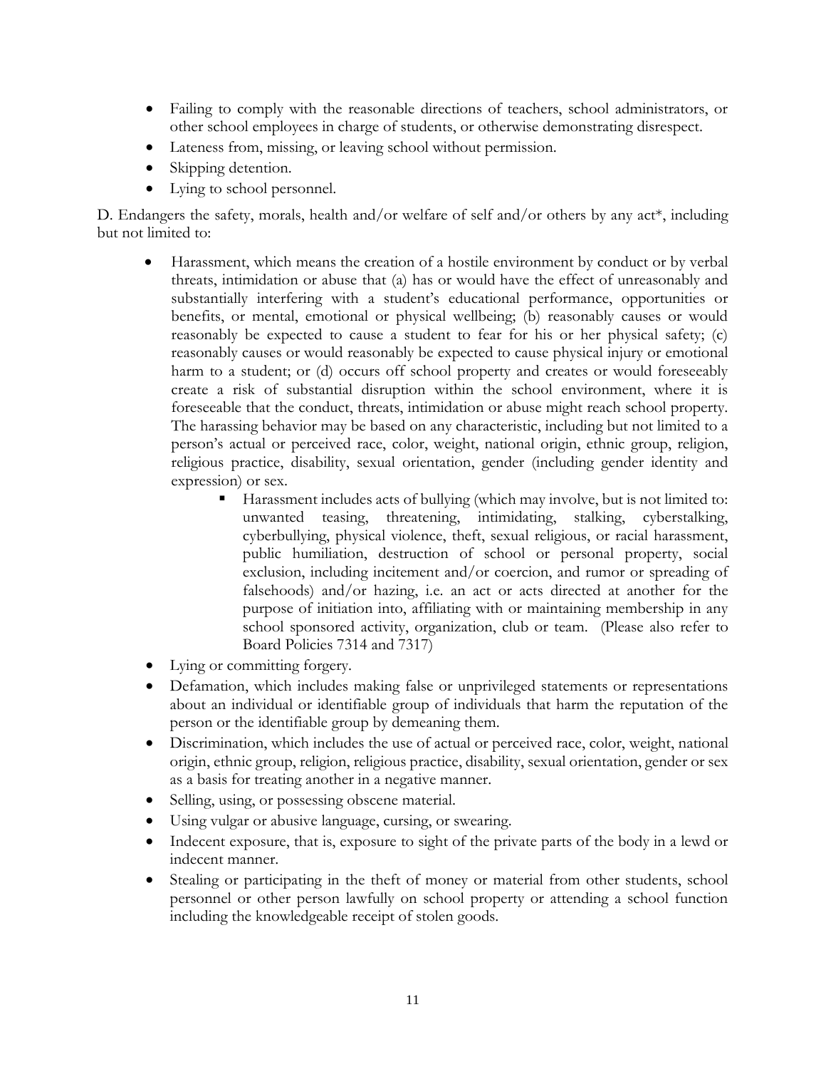- Failing to comply with the reasonable directions of teachers, school administrators, or other school employees in charge of students, or otherwise demonstrating disrespect.
- Lateness from, missing, or leaving school without permission.
- Skipping detention.
- Lying to school personnel.

D. Endangers the safety, morals, health and/or welfare of self and/or others by any act*, including but not limited to:

- Harassment, which means the creation of a hostile environment by conduct or by verbal threats, intimidation or abuse that (a) has or would have the effect of unreasonably and substantially interfering with a student's educational performance, opportunities or benefits, or mental, emotional or physical wellbeing; (b) reasonably causes or would reasonably be expected to cause a student to fear for his or her physical safety; (c) reasonably causes or would reasonably be expected to cause physical injury or emotional harm to a student; or (d) occurs off school property and creates or would foreseeably create a risk of substantial disruption within the school environment, where it is foreseeable that the conduct, threats, intimidation or abuse might reach school property. The harassing behavior may be based on any characteristic, including but not limited to a person's actual or perceived race, color, weight, national origin, ethnic group, religion, religious practice, disability, sexual orientation, gender (including gender identity and expression) or sex.
    - Harassment includes acts of bullying (which may involve, but is not limited to: unwanted teasing, threatening, intimidating, stalking, cyberstalking, cyberbullying, physical violence, theft, sexual religious, or racial harassment, public humiliation, destruction of school or personal property, social exclusion, including incitement and/or coercion, and rumor or spreading of falsehoods) and/or hazing, i.e. an act or acts directed at another for the purpose of initiation into, affiliating with or maintaining membership in any school sponsored activity, organization, club or team. (Please also refer to Board Policies 7314 and 7317)
- Lying or committing forgery.
- Defamation, which includes making false or unprivileged statements or representations about an individual or identifiable group of individuals that harm the reputation of the person or the identifiable group by demeaning them.
- Discrimination, which includes the use of actual or perceived race, color, weight, national origin, ethnic group, religion, religious practice, disability, sexual orientation, gender or sex as a basis for treating another in a negative manner.
- Selling, using, or possessing obscene material.
- Using vulgar or abusive language, cursing, or swearing.
- Indecent exposure, that is, exposure to sight of the private parts of the body in a lewd or indecent manner.
- Stealing or participating in the theft of money or material from other students, school personnel or other person lawfully on school property or attending a school function including the knowledgeable receipt of stolen goods.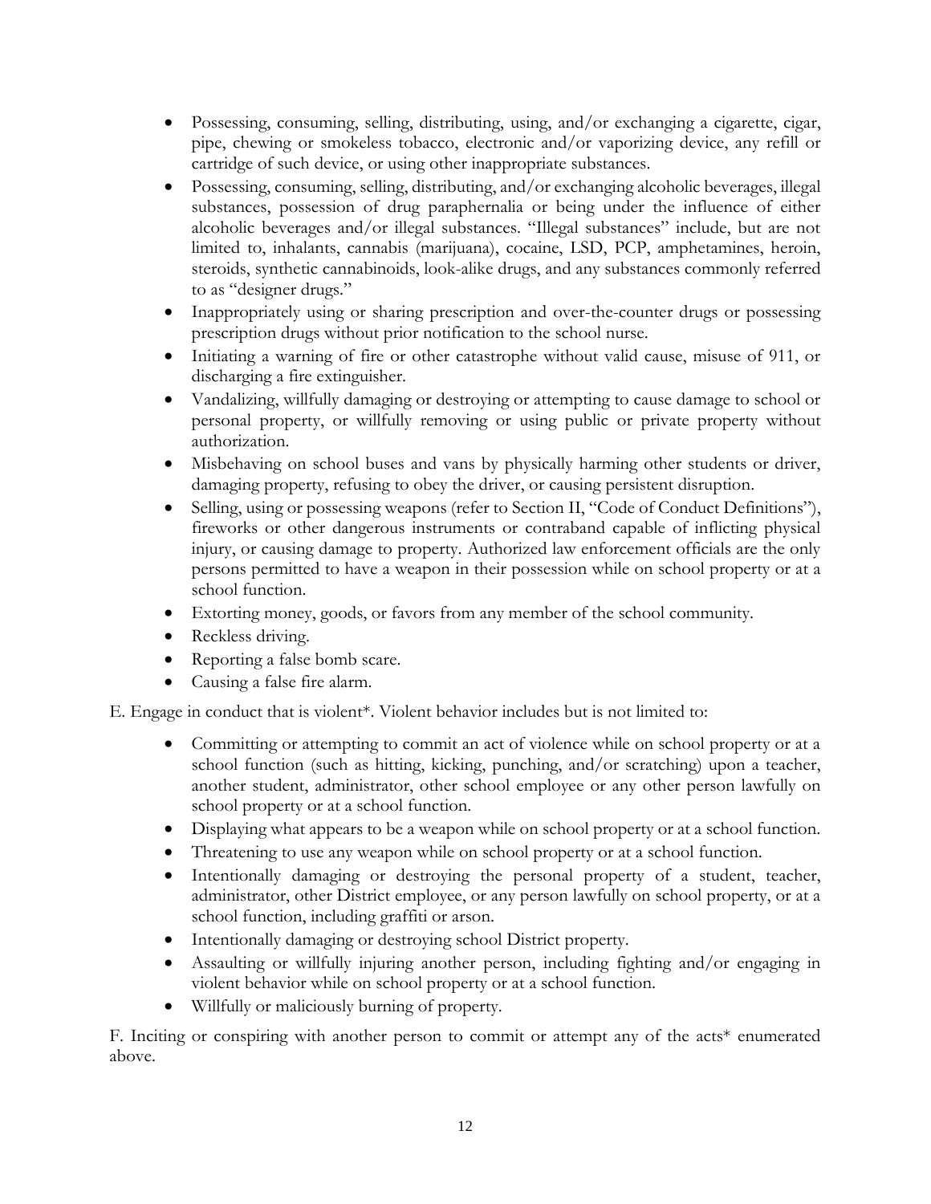- Possessing, consuming, selling, distributing, using, and/or exchanging a cigarette, cigar, pipe, chewing or smokeless tobacco, electronic and/or vaporizing device, any refill or cartridge of such device, or using other inappropriate substances.
- Possessing, consuming, selling, distributing, and/or exchanging alcoholic beverages, illegal substances, possession of drug paraphernalia or being under the influence of either alcoholic beverages and/or illegal substances. "Illegal substances" include, but are not limited to, inhalants, cannabis (marijuana), cocaine, LSD, PCP, amphetamines, heroin, steroids, synthetic cannabinoids, look-alike drugs, and any substances commonly referred to as "designer drugs."
- Inappropriately using or sharing prescription and over-the-counter drugs or possessing prescription drugs without prior notification to the school nurse.
- Initiating a warning of fire or other catastrophe without valid cause, misuse of 911, or discharging a fire extinguisher.
- Vandalizing, willfully damaging or destroying or attempting to cause damage to school or personal property, or willfully removing or using public or private property without authorization.
- Misbehaving on school buses and vans by physically harming other students or driver, damaging property, refusing to obey the driver, or causing persistent disruption.
- Selling, using or possessing weapons (refer to Section II, "Code of Conduct Definitions"), fireworks or other dangerous instruments or contraband capable of inflicting physical injury, or causing damage to property. Authorized law enforcement officials are the only persons permitted to have a weapon in their possession while on school property or at a school function.
- Extorting money, goods, or favors from any member of the school community.
- Reckless driving.
- Reporting a false bomb scare.
- Causing a false fire alarm.

E. Engage in conduct that is violent*. Violent behavior includes but is not limited to:

- Committing or attempting to commit an act of violence while on school property or at a school function (such as hitting, kicking, punching, and/or scratching) upon a teacher, another student, administrator, other school employee or any other person lawfully on school property or at a school function.
- Displaying what appears to be a weapon while on school property or at a school function.
- Threatening to use any weapon while on school property or at a school function.
- Intentionally damaging or destroying the personal property of a student, teacher, administrator, other District employee, or any person lawfully on school property, or at a school function, including graffiti or arson.
- Intentionally damaging or destroying school District property.
- Assaulting or willfully injuring another person, including fighting and/or engaging in violent behavior while on school property or at a school function.
- Willfully or maliciously burning of property.

F. Inciting or conspiring with another person to commit or attempt any of the acts* enumerated above.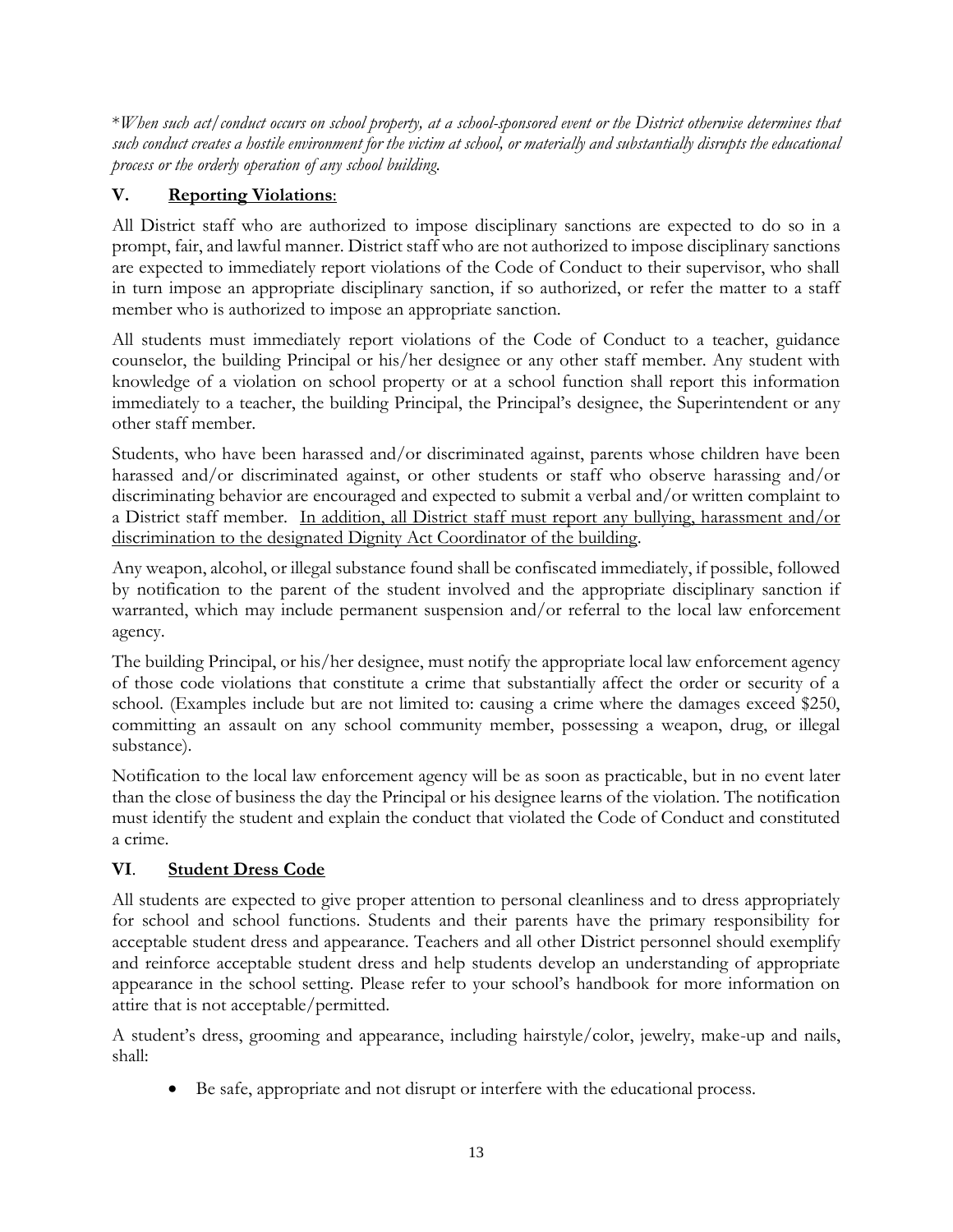**When such act/conduct occurs on school property, at a school-sponsored event or the District otherwise determines that such conduct creates a hostile environment for the victim at school, or materially and substantially disrupts the educational process or the orderly operation of any school building.*

## V. <u>Reporting Violations</u>:

All District staff who are authorized to impose disciplinary sanctions are expected to do so in a prompt, fair, and lawful manner. District staff who are not authorized to impose disciplinary sanctions are expected to immediately report violations of the Code of Conduct to their supervisor, who shall in turn impose an appropriate disciplinary sanction, if so authorized, or refer the matter to a staff member who is authorized to impose an appropriate sanction.

All students must immediately report violations of the Code of Conduct to a teacher, guidance counselor, the building Principal or his/her designee or any other staff member. Any student with knowledge of a violation on school property or at a school function shall report this information immediately to a teacher, the building Principal, the Principal's designee, the Superintendent or any other staff member.

Students, who have been harassed and/or discriminated against, parents whose children have been harassed and/or discriminated against, or other students or staff who observe harassing and/or discriminating behavior are encouraged and expected to submit a verbal and/or written complaint to a District staff member. <u>In addition, all District staff must report any bullying, harassment and/or discrimination to the designated Dignity Act Coordinator of the building</u>.

Any weapon, alcohol, or illegal substance found shall be confiscated immediately, if possible, followed by notification to the parent of the student involved and the appropriate disciplinary sanction if warranted, which may include permanent suspension and/or referral to the local law enforcement agency.

The building Principal, or his/her designee, must notify the appropriate local law enforcement agency of those code violations that constitute a crime that substantially affect the order or security of a school. (Examples include but are not limited to: causing a crime where the damages exceed $250, committing an assault on any school community member, possessing a weapon, drug, or illegal substance).

Notification to the local law enforcement agency will be as soon as practicable, but in no event later than the close of business the day the Principal or his designee learns of the violation. The notification must identify the student and explain the conduct that violated the Code of Conduct and constituted a crime.

## VI. <u>Student Dress Code</u>

All students are expected to give proper attention to personal cleanliness and to dress appropriately for school and school functions. Students and their parents have the primary responsibility for acceptable student dress and appearance. Teachers and all other District personnel should exemplify and reinforce acceptable student dress and help students develop an understanding of appropriate appearance in the school setting. Please refer to your school's handbook for more information on attire that is not acceptable/permitted.

A student's dress, grooming and appearance, including hairstyle/color, jewelry, make-up and nails, shall:

- Be safe, appropriate and not disrupt or interfere with the educational process.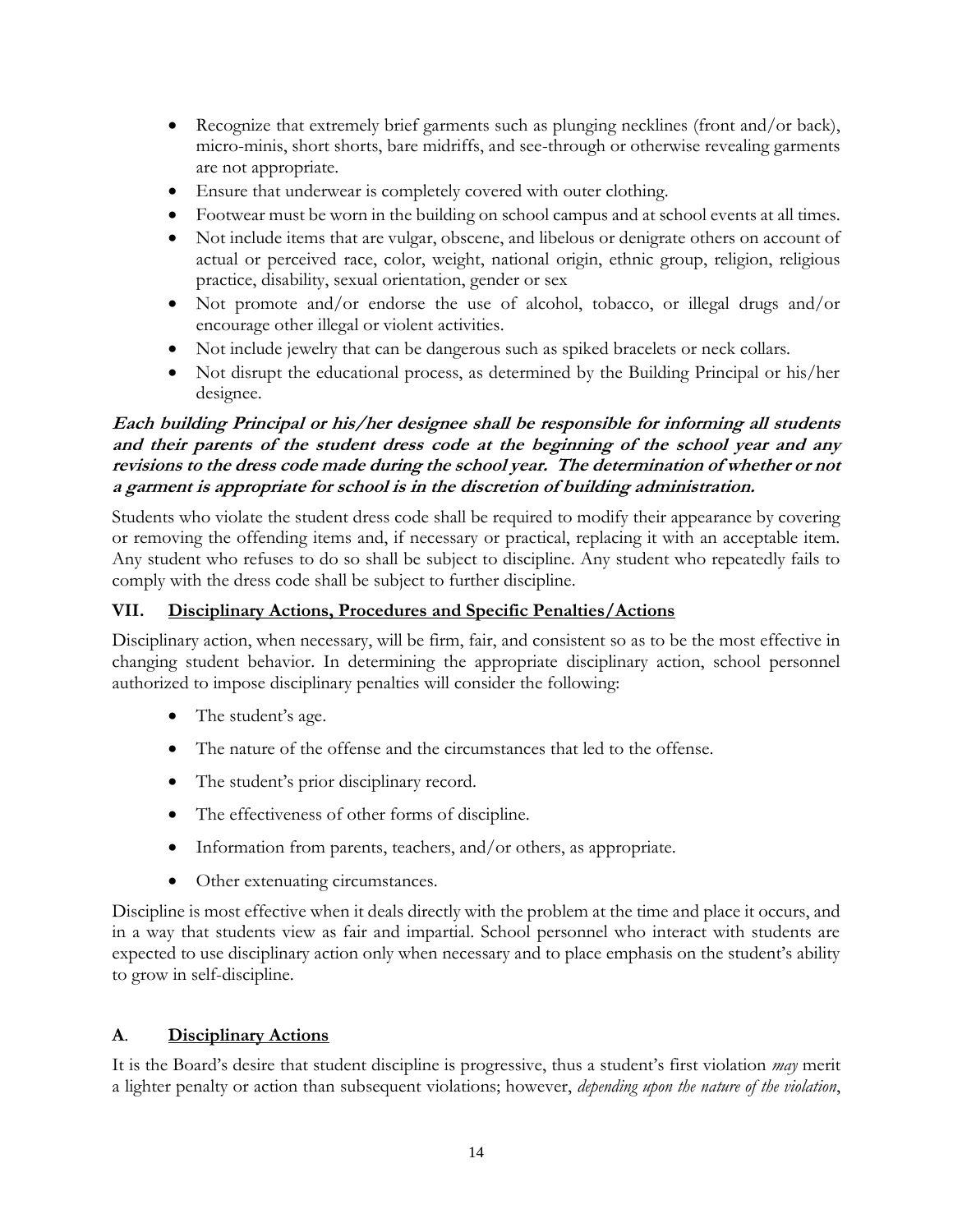- Recognize that extremely brief garments such as plunging necklines (front and/or back), micro-minis, short shorts, bare midriffs, and see-through or otherwise revealing garments are not appropriate.
- Ensure that underwear is completely covered with outer clothing.
- Footwear must be worn in the building on school campus and at school events at all times.
- Not include items that are vulgar, obscene, and libelous or denigrate others on account of actual or perceived race, color, weight, national origin, ethnic group, religion, religious practice, disability, sexual orientation, gender or sex
- Not promote and/or endorse the use of alcohol, tobacco, or illegal drugs and/or encourage other illegal or violent activities.
- Not include jewelry that can be dangerous such as spiked bracelets or neck collars.
- Not disrupt the educational process, as determined by the Building Principal or his/her designee.

***Each building Principal or his/her designee shall be responsible for informing all students and their parents of the student dress code at the beginning of the school year and any revisions to the dress code made during the school year. The determination of whether or not a garment is appropriate for school is in the discretion of building administration.***

Students who violate the student dress code shall be required to modify their appearance by covering or removing the offending items and, if necessary or practical, replacing it with an acceptable item. Any student who refuses to do so shall be subject to discipline. Any student who repeatedly fails to comply with the dress code shall be subject to further discipline.

## VII. Disciplinary Actions, Procedures and Specific Penalties/Actions

Disciplinary action, when necessary, will be firm, fair, and consistent so as to be the most effective in changing student behavior. In determining the appropriate disciplinary action, school personnel authorized to impose disciplinary penalties will consider the following:

- The student's age.
- The nature of the offense and the circumstances that led to the offense.
- The student's prior disciplinary record.
- The effectiveness of other forms of discipline.
- Information from parents, teachers, and/or others, as appropriate.
- Other extenuating circumstances.

Discipline is most effective when it deals directly with the problem at the time and place it occurs, and in a way that students view as fair and impartial. School personnel who interact with students are expected to use disciplinary action only when necessary and to place emphasis on the student's ability to grow in self-discipline.

### A. Disciplinary Actions

It is the Board's desire that student discipline is progressive, thus a student's first violation *may* merit a lighter penalty or action than subsequent violations; however, *depending upon the nature of the violation*,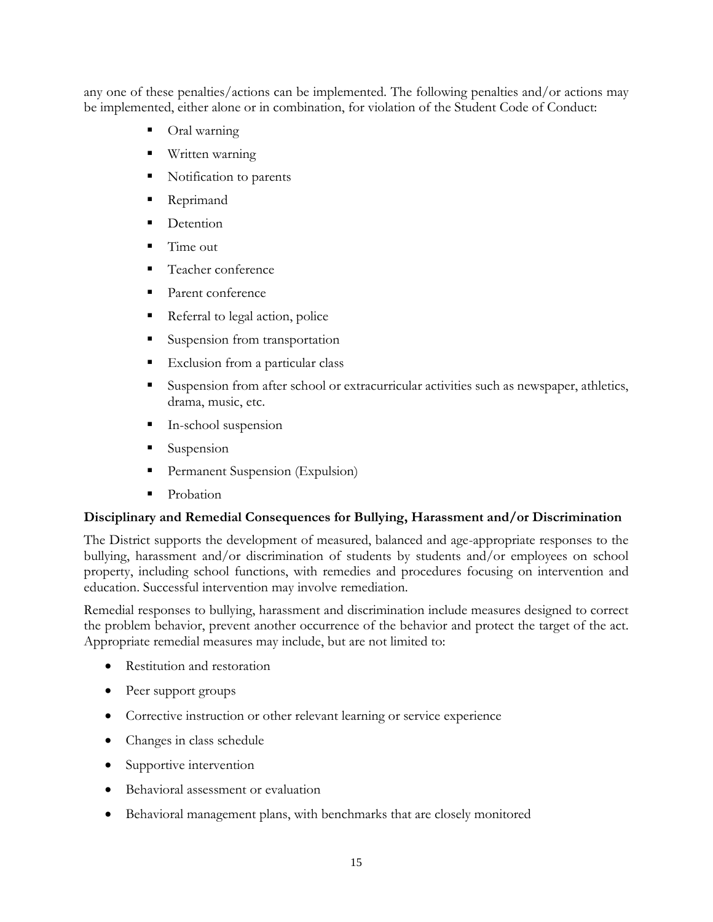any one of these penalties/actions can be implemented. The following penalties and/or actions may be implemented, either alone or in combination, for violation of the Student Code of Conduct:

- Oral warning
- Written warning
- Notification to parents
- Reprimand
- Detention
- Time out
- Teacher conference
- Parent conference
- Referral to legal action, police
- Suspension from transportation
- Exclusion from a particular class
- Suspension from after school or extracurricular activities such as newspaper, athletics, drama, music, etc.
- In-school suspension
- Suspension
- Permanent Suspension (Expulsion)
- Probation

**Disciplinary and Remedial Consequences for Bullying, Harassment and/or Discrimination**

The District supports the development of measured, balanced and age-appropriate responses to the bullying, harassment and/or discrimination of students by students and/or employees on school property, including school functions, with remedies and procedures focusing on intervention and education. Successful intervention may involve remediation.

Remedial responses to bullying, harassment and discrimination include measures designed to correct the problem behavior, prevent another occurrence of the behavior and protect the target of the act. Appropriate remedial measures may include, but are not limited to:

- Restitution and restoration
- Peer support groups
- Corrective instruction or other relevant learning or service experience
- Changes in class schedule
- Supportive intervention
- Behavioral assessment or evaluation
- Behavioral management plans, with benchmarks that are closely monitored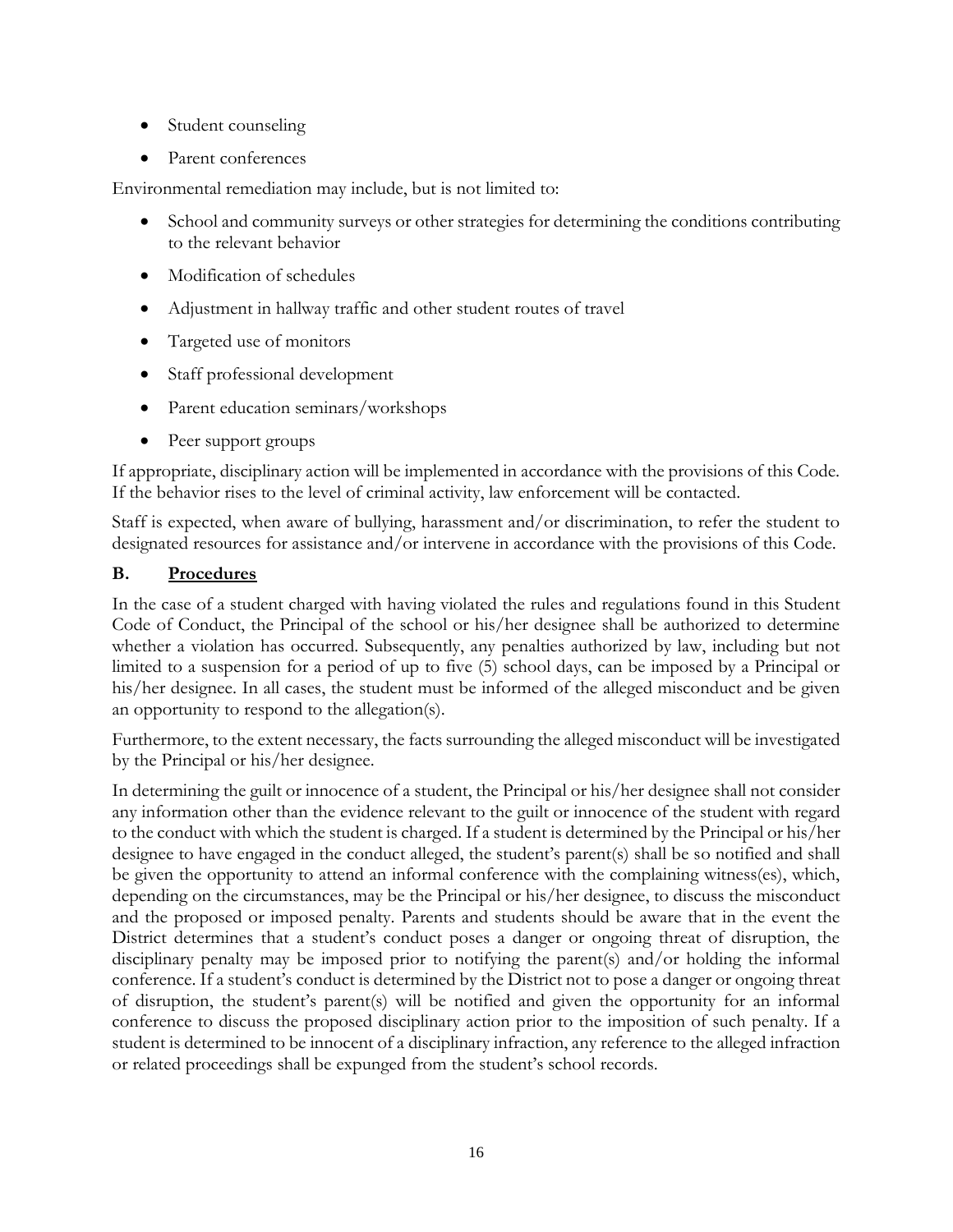- Student counseling
- Parent conferences

Environmental remediation may include, but is not limited to:

- School and community surveys or other strategies for determining the conditions contributing to the relevant behavior
- Modification of schedules
- Adjustment in hallway traffic and other student routes of travel
- Targeted use of monitors
- Staff professional development
- Parent education seminars/workshops
- Peer support groups

If appropriate, disciplinary action will be implemented in accordance with the provisions of this Code. If the behavior rises to the level of criminal activity, law enforcement will be contacted.

Staff is expected, when aware of bullying, harassment and/or discrimination, to refer the student to designated resources for assistance and/or intervene in accordance with the provisions of this Code.

## B. Procedures

In the case of a student charged with having violated the rules and regulations found in this Student Code of Conduct, the Principal of the school or his/her designee shall be authorized to determine whether a violation has occurred. Subsequently, any penalties authorized by law, including but not limited to a suspension for a period of up to five (5) school days, can be imposed by a Principal or his/her designee. In all cases, the student must be informed of the alleged misconduct and be given an opportunity to respond to the allegation(s).

Furthermore, to the extent necessary, the facts surrounding the alleged misconduct will be investigated by the Principal or his/her designee.

In determining the guilt or innocence of a student, the Principal or his/her designee shall not consider any information other than the evidence relevant to the guilt or innocence of the student with regard to the conduct with which the student is charged. If a student is determined by the Principal or his/her designee to have engaged in the conduct alleged, the student's parent(s) shall be so notified and shall be given the opportunity to attend an informal conference with the complaining witness(es), which, depending on the circumstances, may be the Principal or his/her designee, to discuss the misconduct and the proposed or imposed penalty. Parents and students should be aware that in the event the District determines that a student's conduct poses a danger or ongoing threat of disruption, the disciplinary penalty may be imposed prior to notifying the parent(s) and/or holding the informal conference. If a student's conduct is determined by the District not to pose a danger or ongoing threat of disruption, the student's parent(s) will be notified and given the opportunity for an informal conference to discuss the proposed disciplinary action prior to the imposition of such penalty. If a student is determined to be innocent of a disciplinary infraction, any reference to the alleged infraction or related proceedings shall be expunged from the student's school records.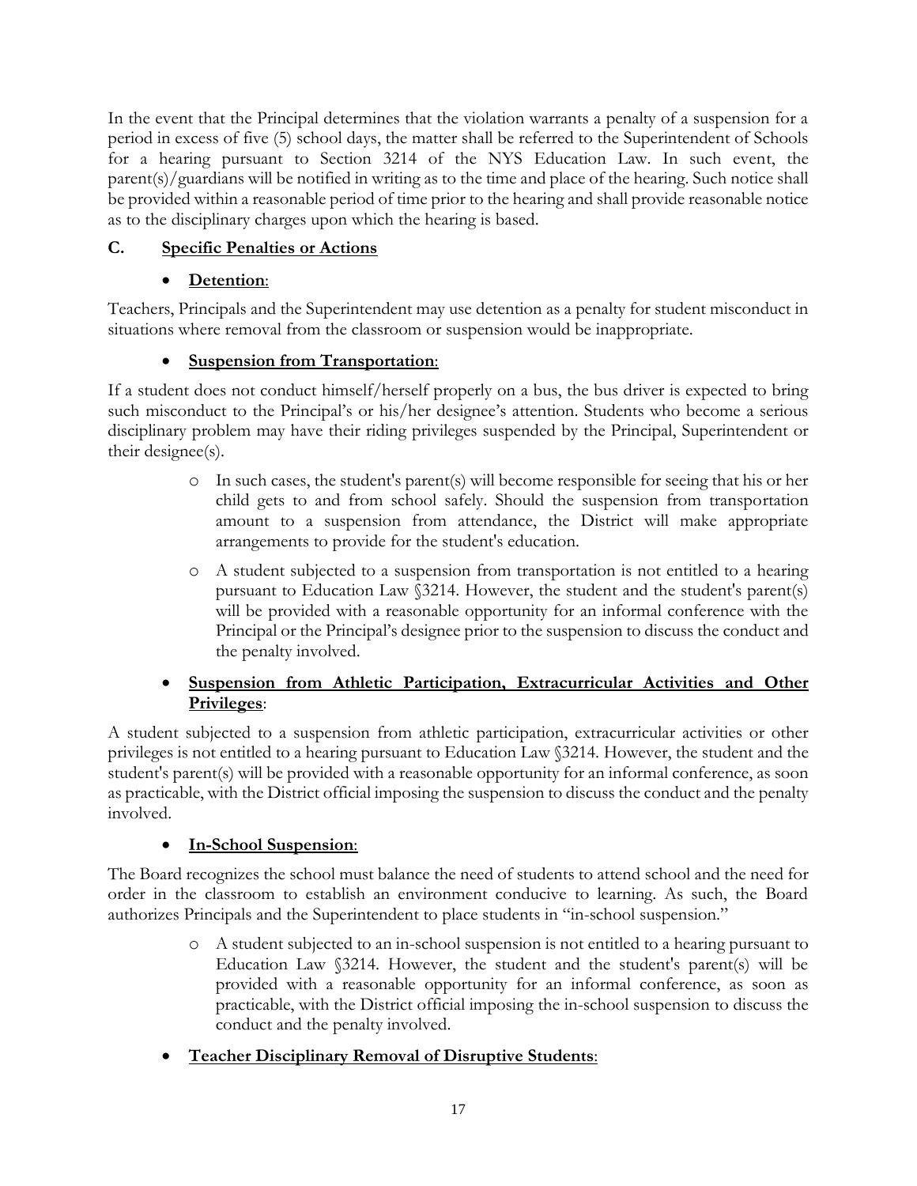In the event that the Principal determines that the violation warrants a penalty of a suspension for a period in excess of five (5) school days, the matter shall be referred to the Superintendent of Schools for a hearing pursuant to Section 3214 of the NYS Education Law. In such event, the parent(s)/guardians will be notified in writing as to the time and place of the hearing. Such notice shall be provided within a reasonable period of time prior to the hearing and shall provide reasonable notice as to the disciplinary charges upon which the hearing is based.

## C. <u>Specific Penalties or Actions</u>

- **<u>Detention</u>**:

Teachers, Principals and the Superintendent may use detention as a penalty for student misconduct in situations where removal from the classroom or suspension would be inappropriate.

- **<u>Suspension from Transportation</u>**:

If a student does not conduct himself/herself properly on a bus, the bus driver is expected to bring such misconduct to the Principal's or his/her designee's attention. Students who become a serious disciplinary problem may have their riding privileges suspended by the Principal, Superintendent or their designee(s).

  - In such cases, the student's parent(s) will become responsible for seeing that his or her child gets to and from school safely. Should the suspension from transportation amount to a suspension from attendance, the District will make appropriate arrangements to provide for the student's education.
  - A student subjected to a suspension from transportation is not entitled to a hearing pursuant to Education Law §3214. However, the student and the student's parent(s) will be provided with a reasonable opportunity for an informal conference with the Principal or the Principal's designee prior to the suspension to discuss the conduct and the penalty involved.

- **<u>Suspension from Athletic Participation, Extracurricular Activities and Other Privileges</u>**:

A student subjected to a suspension from athletic participation, extracurricular activities or other privileges is not entitled to a hearing pursuant to Education Law §3214. However, the student and the student's parent(s) will be provided with a reasonable opportunity for an informal conference, as soon as practicable, with the District official imposing the suspension to discuss the conduct and the penalty involved.

- **<u>In-School Suspension</u>**:

The Board recognizes the school must balance the need of students to attend school and the need for order in the classroom to establish an environment conducive to learning. As such, the Board authorizes Principals and the Superintendent to place students in "in-school suspension."

  - A student subjected to an in-school suspension is not entitled to a hearing pursuant to Education Law §3214. However, the student and the student's parent(s) will be provided with a reasonable opportunity for an informal conference, as soon as practicable, with the District official imposing the in-school suspension to discuss the conduct and the penalty involved.

- **<u>Teacher Disciplinary Removal of Disruptive Students</u>**: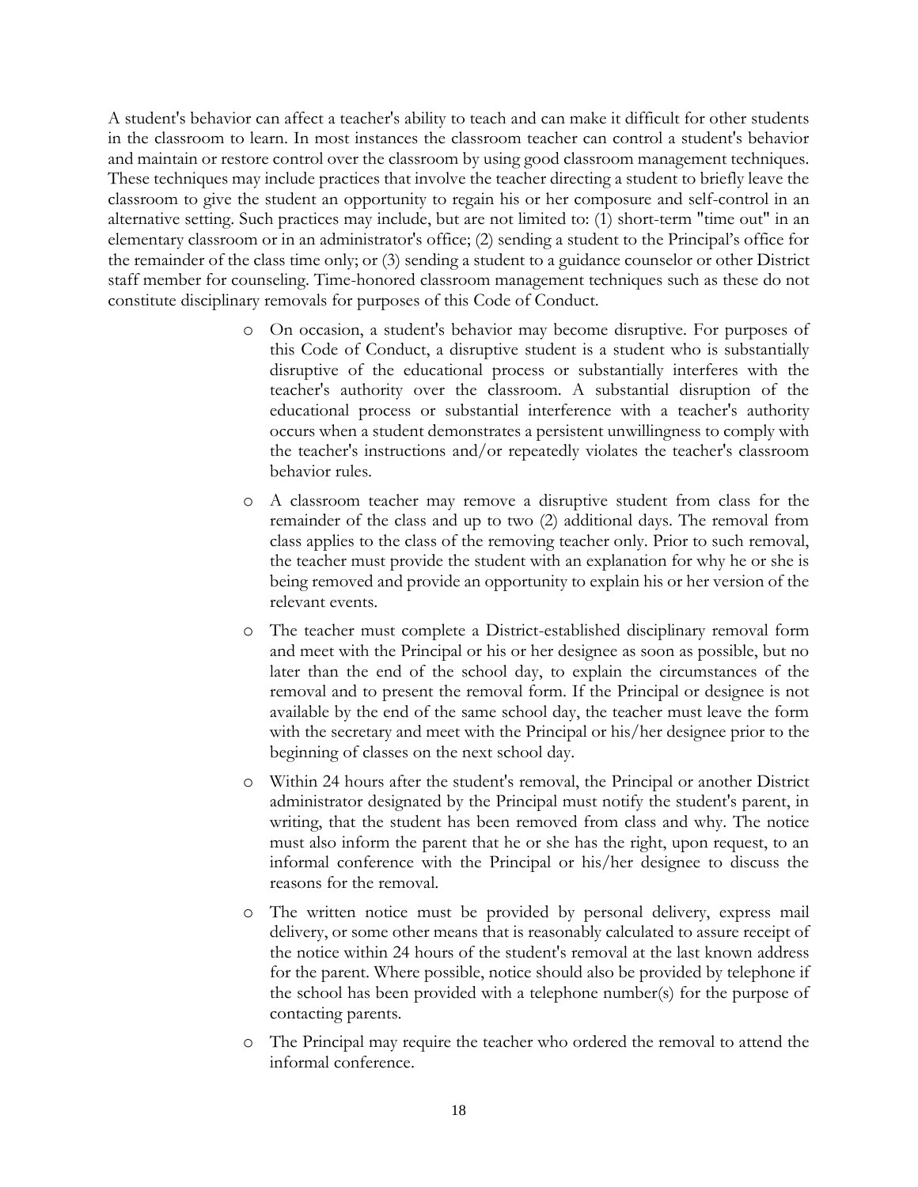A student's behavior can affect a teacher's ability to teach and can make it difficult for other students in the classroom to learn. In most instances the classroom teacher can control a student's behavior and maintain or restore control over the classroom by using good classroom management techniques. These techniques may include practices that involve the teacher directing a student to briefly leave the classroom to give the student an opportunity to regain his or her composure and self-control in an alternative setting. Such practices may include, but are not limited to: (1) short-term "time out" in an elementary classroom or in an administrator's office; (2) sending a student to the Principal's office for the remainder of the class time only; or (3) sending a student to a guidance counselor or other District staff member for counseling. Time-honored classroom management techniques such as these do not constitute disciplinary removals for purposes of this Code of Conduct.

- On occasion, a student's behavior may become disruptive. For purposes of this Code of Conduct, a disruptive student is a student who is substantially disruptive of the educational process or substantially interferes with the teacher's authority over the classroom. A substantial disruption of the educational process or substantial interference with a teacher's authority occurs when a student demonstrates a persistent unwillingness to comply with the teacher's instructions and/or repeatedly violates the teacher's classroom behavior rules.
- A classroom teacher may remove a disruptive student from class for the remainder of the class and up to two (2) additional days. The removal from class applies to the class of the removing teacher only. Prior to such removal, the teacher must provide the student with an explanation for why he or she is being removed and provide an opportunity to explain his or her version of the relevant events.
- The teacher must complete a District-established disciplinary removal form and meet with the Principal or his or her designee as soon as possible, but no later than the end of the school day, to explain the circumstances of the removal and to present the removal form. If the Principal or designee is not available by the end of the same school day, the teacher must leave the form with the secretary and meet with the Principal or his/her designee prior to the beginning of classes on the next school day.
- Within 24 hours after the student's removal, the Principal or another District administrator designated by the Principal must notify the student's parent, in writing, that the student has been removed from class and why. The notice must also inform the parent that he or she has the right, upon request, to an informal conference with the Principal or his/her designee to discuss the reasons for the removal.
- The written notice must be provided by personal delivery, express mail delivery, or some other means that is reasonably calculated to assure receipt of the notice within 24 hours of the student's removal at the last known address for the parent. Where possible, notice should also be provided by telephone if the school has been provided with a telephone number(s) for the purpose of contacting parents.
- The Principal may require the teacher who ordered the removal to attend the informal conference.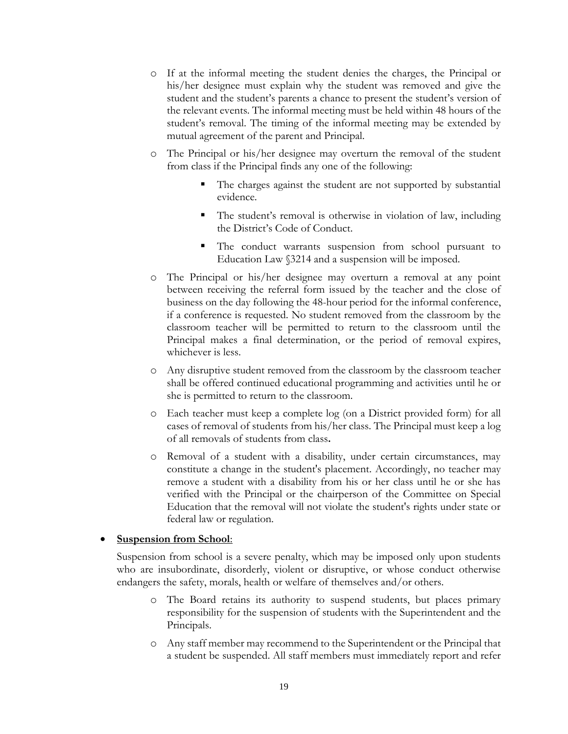- If at the informal meeting the student denies the charges, the Principal or his/her designee must explain why the student was removed and give the student and the student's parents a chance to present the student's version of the relevant events. The informal meeting must be held within 48 hours of the student's removal. The timing of the informal meeting may be extended by mutual agreement of the parent and Principal.
- The Principal or his/her designee may overturn the removal of the student from class if the Principal finds any one of the following:
    - The charges against the student are not supported by substantial evidence.
    - The student's removal is otherwise in violation of law, including the District's Code of Conduct.
    - The conduct warrants suspension from school pursuant to Education Law §3214 and a suspension will be imposed.
- The Principal or his/her designee may overturn a removal at any point between receiving the referral form issued by the teacher and the close of business on the day following the 48-hour period for the informal conference, if a conference is requested. No student removed from the classroom by the classroom teacher will be permitted to return to the classroom until the Principal makes a final determination, or the period of removal expires, whichever is less.
- Any disruptive student removed from the classroom by the classroom teacher shall be offered continued educational programming and activities until he or she is permitted to return to the classroom.
- Each teacher must keep a complete log (on a District provided form) for all cases of removal of students from his/her class. The Principal must keep a log of all removals of students from class**.**
- Removal of a student with a disability, under certain circumstances, may constitute a change in the student's placement. Accordingly, no teacher may remove a student with a disability from his or her class until he or she has verified with the Principal or the chairperson of the Committee on Special Education that the removal will not violate the student's rights under state or federal law or regulation.

- **Suspension from School**:

  Suspension from school is a severe penalty, which may be imposed only upon students who are insubordinate, disorderly, violent or disruptive, or whose conduct otherwise endangers the safety, morals, health or welfare of themselves and/or others.

    - The Board retains its authority to suspend students, but places primary responsibility for the suspension of students with the Superintendent and the Principals.
    - Any staff member may recommend to the Superintendent or the Principal that a student be suspended. All staff members must immediately report and refer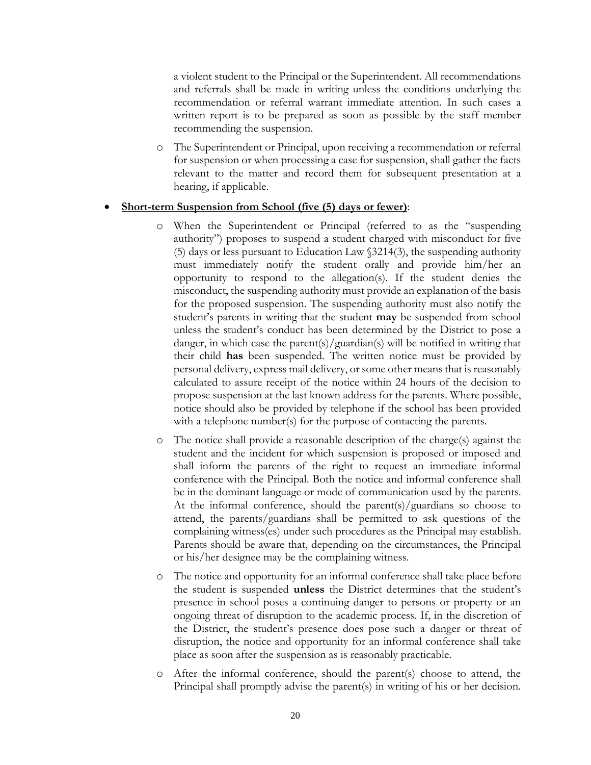a violent student to the Principal or the Superintendent. All recommendations and referrals shall be made in writing unless the conditions underlying the recommendation or referral warrant immediate attention. In such cases a written report is to be prepared as soon as possible by the staff member recommending the suspension.

- The Superintendent or Principal, upon receiving a recommendation or referral for suspension or when processing a case for suspension, shall gather the facts relevant to the matter and record them for subsequent presentation at a hearing, if applicable.

- **Short-term Suspension from School (five (5) days or fewer)**:
  - When the Superintendent or Principal (referred to as the "suspending authority") proposes to suspend a student charged with misconduct for five (5) days or less pursuant to Education Law §3214(3), the suspending authority must immediately notify the student orally and provide him/her an opportunity to respond to the allegation(s). If the student denies the misconduct, the suspending authority must provide an explanation of the basis for the proposed suspension. The suspending authority must also notify the student's parents in writing that the student **may** be suspended from school unless the student's conduct has been determined by the District to pose a danger, in which case the parent(s)/guardian(s) will be notified in writing that their child **has** been suspended. The written notice must be provided by personal delivery, express mail delivery, or some other means that is reasonably calculated to assure receipt of the notice within 24 hours of the decision to propose suspension at the last known address for the parents. Where possible, notice should also be provided by telephone if the school has been provided with a telephone number(s) for the purpose of contacting the parents.
  - The notice shall provide a reasonable description of the charge(s) against the student and the incident for which suspension is proposed or imposed and shall inform the parents of the right to request an immediate informal conference with the Principal. Both the notice and informal conference shall be in the dominant language or mode of communication used by the parents. At the informal conference, should the parent(s)/guardians so choose to attend, the parents/guardians shall be permitted to ask questions of the complaining witness(es) under such procedures as the Principal may establish. Parents should be aware that, depending on the circumstances, the Principal or his/her designee may be the complaining witness.
  - The notice and opportunity for an informal conference shall take place before the student is suspended **unless** the District determines that the student's presence in school poses a continuing danger to persons or property or an ongoing threat of disruption to the academic process. If, in the discretion of the District, the student's presence does pose such a danger or threat of disruption, the notice and opportunity for an informal conference shall take place as soon after the suspension as is reasonably practicable.
  - After the informal conference, should the parent(s) choose to attend, the Principal shall promptly advise the parent(s) in writing of his or her decision.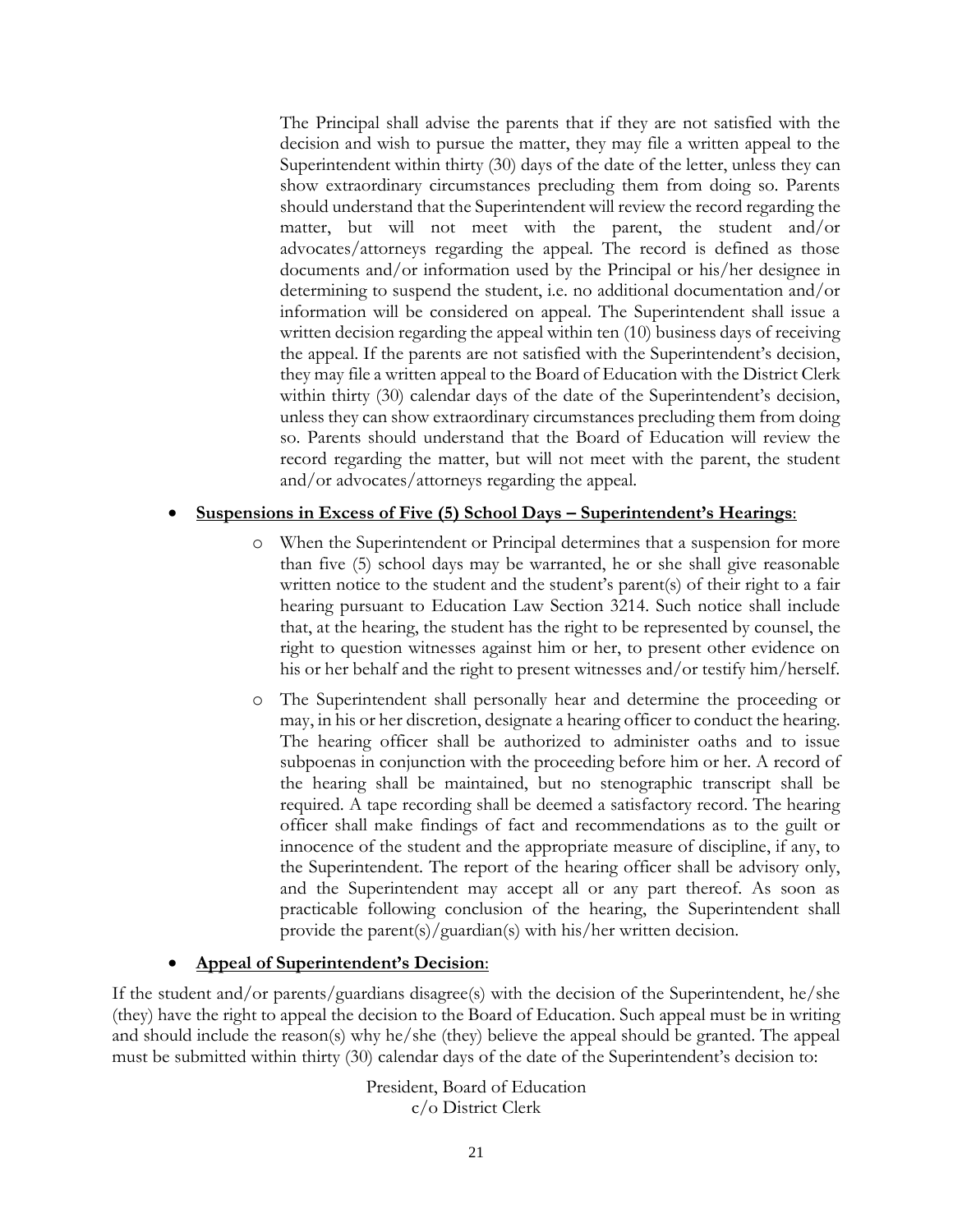The Principal shall advise the parents that if they are not satisfied with the decision and wish to pursue the matter, they may file a written appeal to the Superintendent within thirty (30) days of the date of the letter, unless they can show extraordinary circumstances precluding them from doing so. Parents should understand that the Superintendent will review the record regarding the matter, but will not meet with the parent, the student and/or advocates/attorneys regarding the appeal. The record is defined as those documents and/or information used by the Principal or his/her designee in determining to suspend the student, i.e. no additional documentation and/or information will be considered on appeal. The Superintendent shall issue a written decision regarding the appeal within ten (10) business days of receiving the appeal. If the parents are not satisfied with the Superintendent's decision, they may file a written appeal to the Board of Education with the District Clerk within thirty (30) calendar days of the date of the Superintendent's decision, unless they can show extraordinary circumstances precluding them from doing so. Parents should understand that the Board of Education will review the record regarding the matter, but will not meet with the parent, the student and/or advocates/attorneys regarding the appeal.

- **Suspensions in Excess of Five (5) School Days – Superintendent's Hearings**:
  - When the Superintendent or Principal determines that a suspension for more than five (5) school days may be warranted, he or she shall give reasonable written notice to the student and the student's parent(s) of their right to a fair hearing pursuant to Education Law Section 3214. Such notice shall include that, at the hearing, the student has the right to be represented by counsel, the right to question witnesses against him or her, to present other evidence on his or her behalf and the right to present witnesses and/or testify him/herself.
  - The Superintendent shall personally hear and determine the proceeding or may, in his or her discretion, designate a hearing officer to conduct the hearing. The hearing officer shall be authorized to administer oaths and to issue subpoenas in conjunction with the proceeding before him or her. A record of the hearing shall be maintained, but no stenographic transcript shall be required. A tape recording shall be deemed a satisfactory record. The hearing officer shall make findings of fact and recommendations as to the guilt or innocence of the student and the appropriate measure of discipline, if any, to the Superintendent. The report of the hearing officer shall be advisory only, and the Superintendent may accept all or any part thereof. As soon as practicable following conclusion of the hearing, the Superintendent shall provide the parent(s)/guardian(s) with his/her written decision.

- **Appeal of Superintendent's Decision**:

If the student and/or parents/guardians disagree(s) with the decision of the Superintendent, he/she (they) have the right to appeal the decision to the Board of Education. Such appeal must be in writing and should include the reason(s) why he/she (they) believe the appeal should be granted. The appeal must be submitted within thirty (30) calendar days of the date of the Superintendent's decision to:

President, Board of Education
c/o District Clerk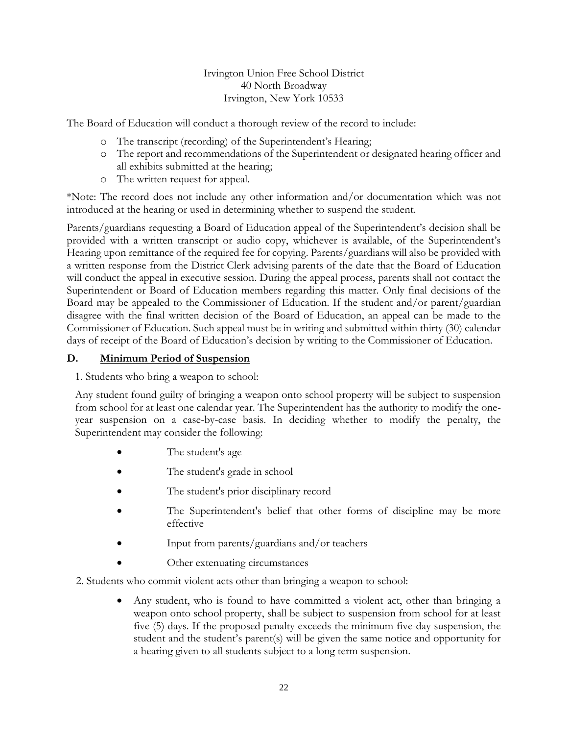Irvington Union Free School District
40 North Broadway
Irvington, New York 10533

The Board of Education will conduct a thorough review of the record to include:

- The transcript (recording) of the Superintendent's Hearing;
- The report and recommendations of the Superintendent or designated hearing officer and all exhibits submitted at the hearing;
- The written request for appeal.

*Note: The record does not include any other information and/or documentation which was not introduced at the hearing or used in determining whether to suspend the student.

Parents/guardians requesting a Board of Education appeal of the Superintendent's decision shall be provided with a written transcript or audio copy, whichever is available, of the Superintendent's Hearing upon remittance of the required fee for copying. Parents/guardians will also be provided with a written response from the District Clerk advising parents of the date that the Board of Education will conduct the appeal in executive session. During the appeal process, parents shall not contact the Superintendent or Board of Education members regarding this matter. Only final decisions of the Board may be appealed to the Commissioner of Education. If the student and/or parent/guardian disagree with the final written decision of the Board of Education, an appeal can be made to the Commissioner of Education. Such appeal must be in writing and submitted within thirty (30) calendar days of receipt of the Board of Education's decision by writing to the Commissioner of Education.

## D. Minimum Period of Suspension

1. Students who bring a weapon to school:

Any student found guilty of bringing a weapon onto school property will be subject to suspension from school for at least one calendar year. The Superintendent has the authority to modify the one-year suspension on a case-by-case basis. In deciding whether to modify the penalty, the Superintendent may consider the following:

- The student's age
- The student's grade in school
- The student's prior disciplinary record
- The Superintendent's belief that other forms of discipline may be more effective
- Input from parents/guardians and/or teachers
- Other extenuating circumstances

2. Students who commit violent acts other than bringing a weapon to school:

- Any student, who is found to have committed a violent act, other than bringing a weapon onto school property, shall be subject to suspension from school for at least five (5) days. If the proposed penalty exceeds the minimum five-day suspension, the student and the student's parent(s) will be given the same notice and opportunity for a hearing given to all students subject to a long term suspension.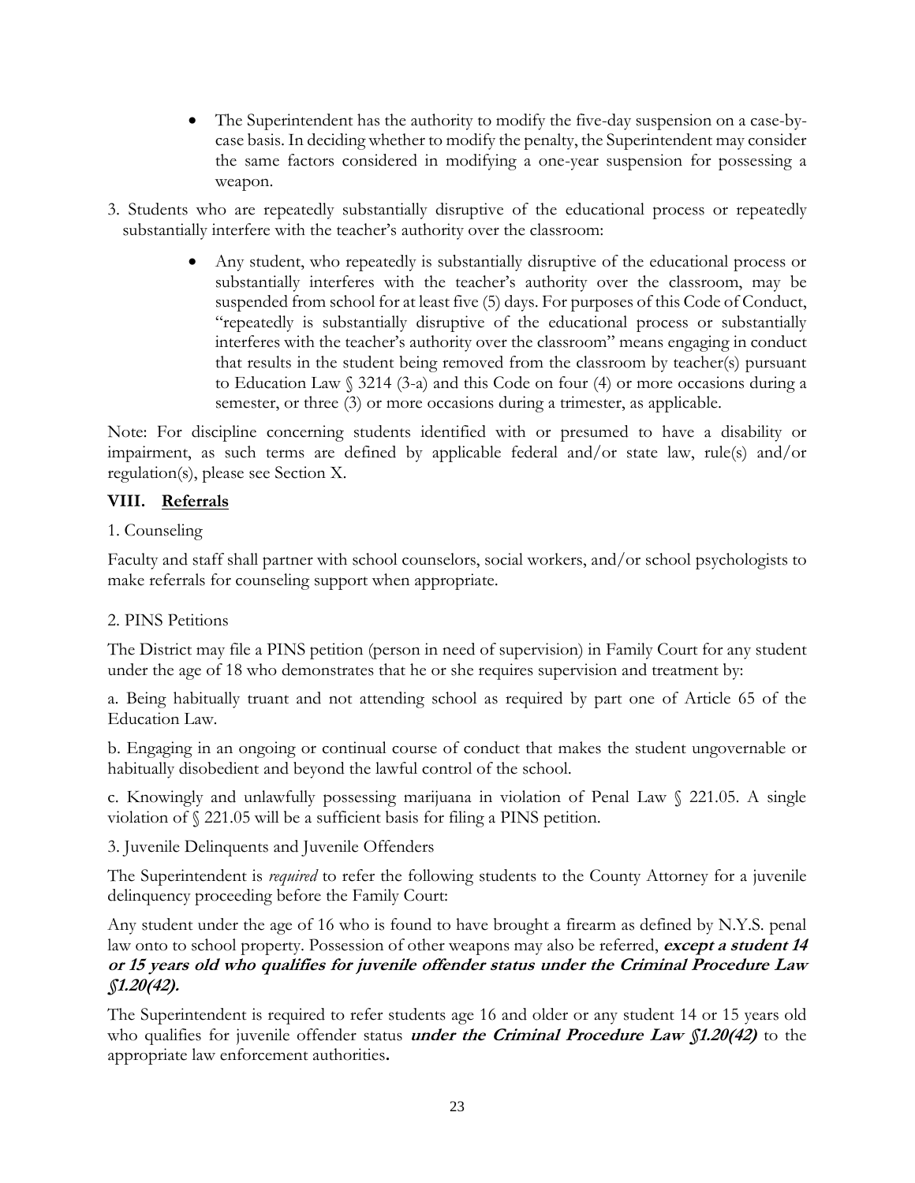- The Superintendent has the authority to modify the five-day suspension on a case-by-case basis. In deciding whether to modify the penalty, the Superintendent may consider the same factors considered in modifying a one-year suspension for possessing a weapon.

3. Students who are repeatedly substantially disruptive of the educational process or repeatedly substantially interfere with the teacher's authority over the classroom:

   - Any student, who repeatedly is substantially disruptive of the educational process or substantially interferes with the teacher's authority over the classroom, may be suspended from school for at least five (5) days. For purposes of this Code of Conduct, "repeatedly is substantially disruptive of the educational process or substantially interferes with the teacher's authority over the classroom" means engaging in conduct that results in the student being removed from the classroom by teacher(s) pursuant to Education Law § 3214 (3-a) and this Code on four (4) or more occasions during a semester, or three (3) or more occasions during a trimester, as applicable.

Note: For discipline concerning students identified with or presumed to have a disability or impairment, as such terms are defined by applicable federal and/or state law, rule(s) and/or regulation(s), please see Section X.

## VIII. Referrals

1. Counseling

Faculty and staff shall partner with school counselors, social workers, and/or school psychologists to make referrals for counseling support when appropriate.

2. PINS Petitions

The District may file a PINS petition (person in need of supervision) in Family Court for any student under the age of 18 who demonstrates that he or she requires supervision and treatment by:

a. Being habitually truant and not attending school as required by part one of Article 65 of the Education Law.

b. Engaging in an ongoing or continual course of conduct that makes the student ungovernable or habitually disobedient and beyond the lawful control of the school.

c. Knowingly and unlawfully possessing marijuana in violation of Penal Law § 221.05. A single violation of § 221.05 will be a sufficient basis for filing a PINS petition.

3. Juvenile Delinquents and Juvenile Offenders

The Superintendent is *required* to refer the following students to the County Attorney for a juvenile delinquency proceeding before the Family Court:

Any student under the age of 16 who is found to have brought a firearm as defined by N.Y.S. penal law onto to school property. Possession of other weapons may also be referred, ***except a student 14 or 15 years old who qualifies for juvenile offender status under the Criminal Procedure Law §1.20(42).***

The Superintendent is required to refer students age 16 and older or any student 14 or 15 years old who qualifies for juvenile offender status ***under the Criminal Procedure Law §1.20(42)*** to the appropriate law enforcement authorities.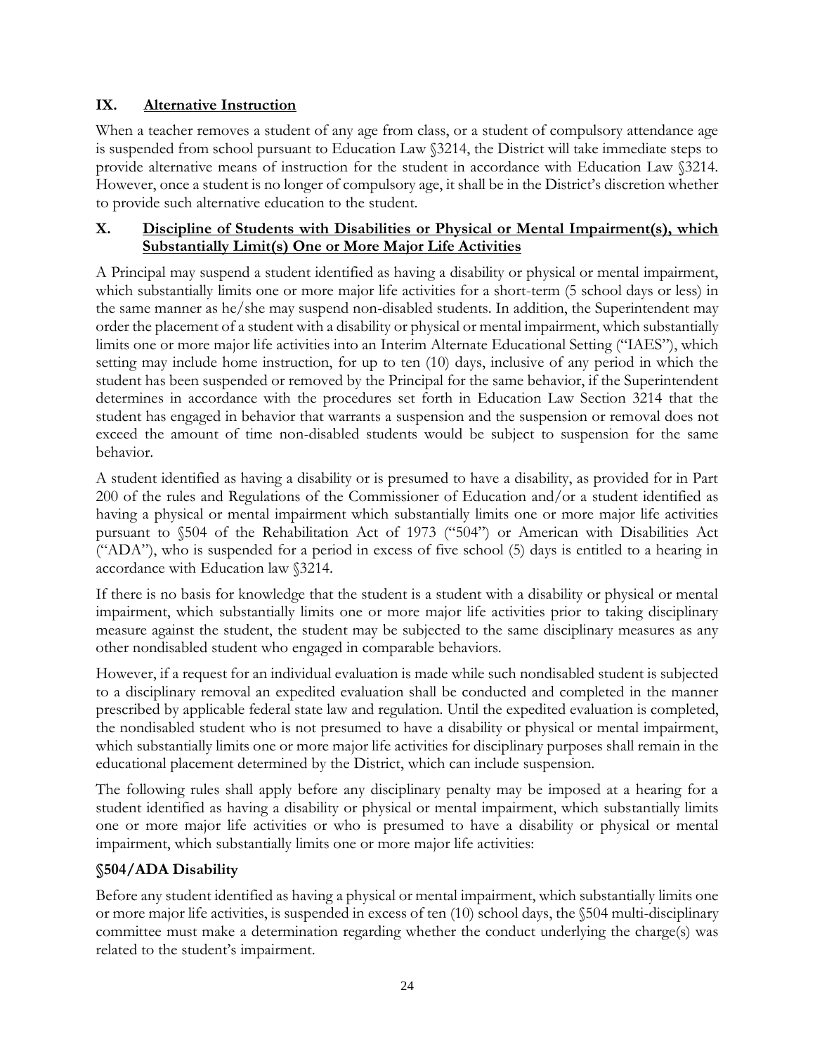## IX. Alternative Instruction

When a teacher removes a student of any age from class, or a student of compulsory attendance age is suspended from school pursuant to Education Law §3214, the District will take immediate steps to provide alternative means of instruction for the student in accordance with Education Law §3214. However, once a student is no longer of compulsory age, it shall be in the District's discretion whether to provide such alternative education to the student.

## X. Discipline of Students with Disabilities or Physical or Mental Impairment(s), which Substantially Limit(s) One or More Major Life Activities

A Principal may suspend a student identified as having a disability or physical or mental impairment, which substantially limits one or more major life activities for a short-term (5 school days or less) in the same manner as he/she may suspend non-disabled students. In addition, the Superintendent may order the placement of a student with a disability or physical or mental impairment, which substantially limits one or more major life activities into an Interim Alternate Educational Setting ("IAES"), which setting may include home instruction, for up to ten (10) days, inclusive of any period in which the student has been suspended or removed by the Principal for the same behavior, if the Superintendent determines in accordance with the procedures set forth in Education Law Section 3214 that the student has engaged in behavior that warrants a suspension and the suspension or removal does not exceed the amount of time non-disabled students would be subject to suspension for the same behavior.

A student identified as having a disability or is presumed to have a disability, as provided for in Part 200 of the rules and Regulations of the Commissioner of Education and/or a student identified as having a physical or mental impairment which substantially limits one or more major life activities pursuant to §504 of the Rehabilitation Act of 1973 ("504") or American with Disabilities Act ("ADA"), who is suspended for a period in excess of five school (5) days is entitled to a hearing in accordance with Education law §3214.

If there is no basis for knowledge that the student is a student with a disability or physical or mental impairment, which substantially limits one or more major life activities prior to taking disciplinary measure against the student, the student may be subjected to the same disciplinary measures as any other nondisabled student who engaged in comparable behaviors.

However, if a request for an individual evaluation is made while such nondisabled student is subjected to a disciplinary removal an expedited evaluation shall be conducted and completed in the manner prescribed by applicable federal state law and regulation. Until the expedited evaluation is completed, the nondisabled student who is not presumed to have a disability or physical or mental impairment, which substantially limits one or more major life activities for disciplinary purposes shall remain in the educational placement determined by the District, which can include suspension.

The following rules shall apply before any disciplinary penalty may be imposed at a hearing for a student identified as having a disability or physical or mental impairment, which substantially limits one or more major life activities or who is presumed to have a disability or physical or mental impairment, which substantially limits one or more major life activities:

### §504/ADA Disability

Before any student identified as having a physical or mental impairment, which substantially limits one or more major life activities, is suspended in excess of ten (10) school days, the §504 multi-disciplinary committee must make a determination regarding whether the conduct underlying the charge(s) was related to the student's impairment.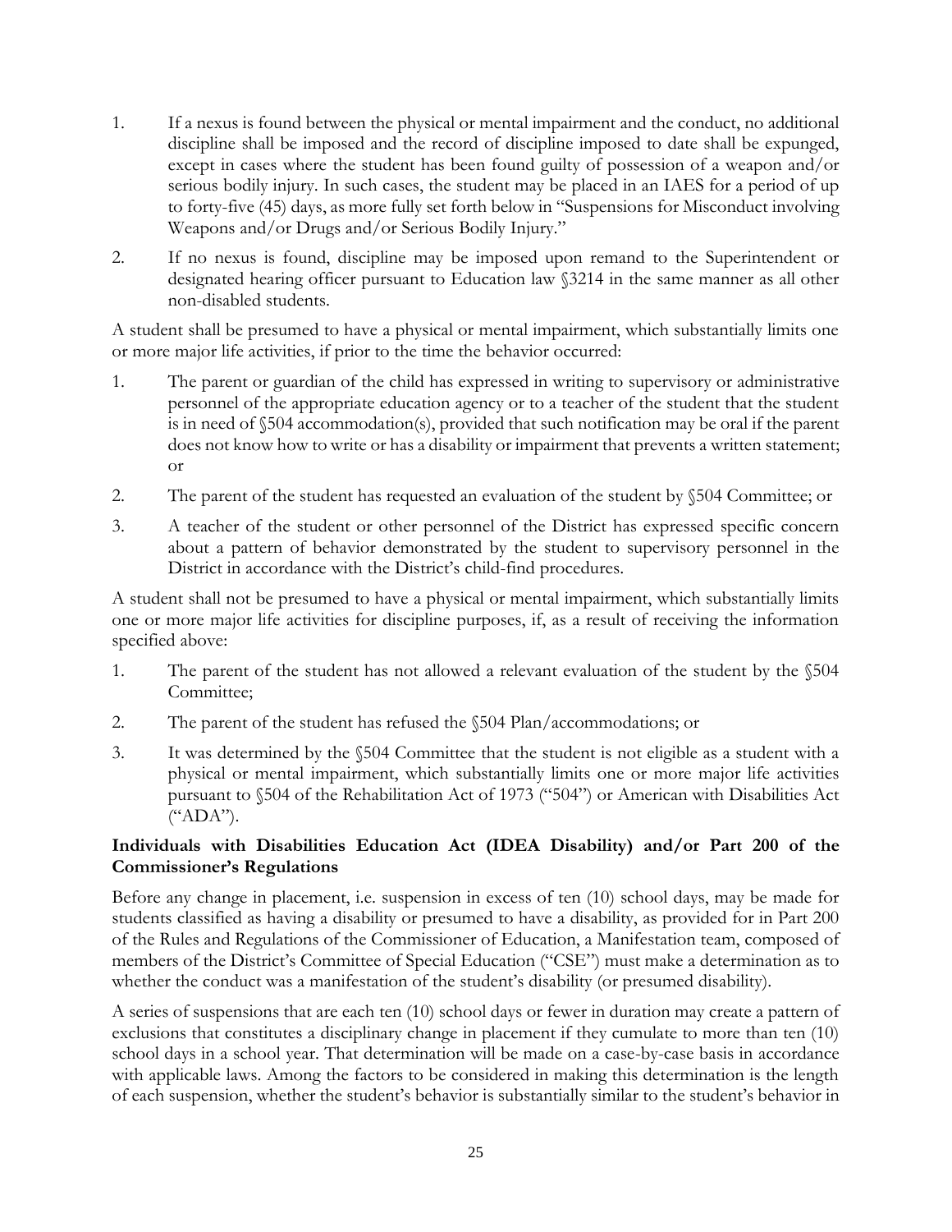1. If a nexus is found between the physical or mental impairment and the conduct, no additional discipline shall be imposed and the record of discipline imposed to date shall be expunged, except in cases where the student has been found guilty of possession of a weapon and/or serious bodily injury. In such cases, the student may be placed in an IAES for a period of up to forty-five (45) days, as more fully set forth below in "Suspensions for Misconduct involving Weapons and/or Drugs and/or Serious Bodily Injury."
2. If no nexus is found, discipline may be imposed upon remand to the Superintendent or designated hearing officer pursuant to Education law §3214 in the same manner as all other non-disabled students.

A student shall be presumed to have a physical or mental impairment, which substantially limits one or more major life activities, if prior to the time the behavior occurred:

1. The parent or guardian of the child has expressed in writing to supervisory or administrative personnel of the appropriate education agency or to a teacher of the student that the student is in need of §504 accommodation(s), provided that such notification may be oral if the parent does not know how to write or has a disability or impairment that prevents a written statement; or
2. The parent of the student has requested an evaluation of the student by §504 Committee; or
3. A teacher of the student or other personnel of the District has expressed specific concern about a pattern of behavior demonstrated by the student to supervisory personnel in the District in accordance with the District's child-find procedures.

A student shall not be presumed to have a physical or mental impairment, which substantially limits one or more major life activities for discipline purposes, if, as a result of receiving the information specified above:

1. The parent of the student has not allowed a relevant evaluation of the student by the §504 Committee;
2. The parent of the student has refused the §504 Plan/accommodations; or
3. It was determined by the §504 Committee that the student is not eligible as a student with a physical or mental impairment, which substantially limits one or more major life activities pursuant to §504 of the Rehabilitation Act of 1973 ("504") or American with Disabilities Act ("ADA").

**Individuals with Disabilities Education Act (IDEA Disability) and/or Part 200 of the Commissioner's Regulations**

Before any change in placement, i.e. suspension in excess of ten (10) school days, may be made for students classified as having a disability or presumed to have a disability, as provided for in Part 200 of the Rules and Regulations of the Commissioner of Education, a Manifestation team, composed of members of the District's Committee of Special Education ("CSE") must make a determination as to whether the conduct was a manifestation of the student's disability (or presumed disability).

A series of suspensions that are each ten (10) school days or fewer in duration may create a pattern of exclusions that constitutes a disciplinary change in placement if they cumulate to more than ten (10) school days in a school year. That determination will be made on a case-by-case basis in accordance with applicable laws. Among the factors to be considered in making this determination is the length of each suspension, whether the student's behavior is substantially similar to the student's behavior in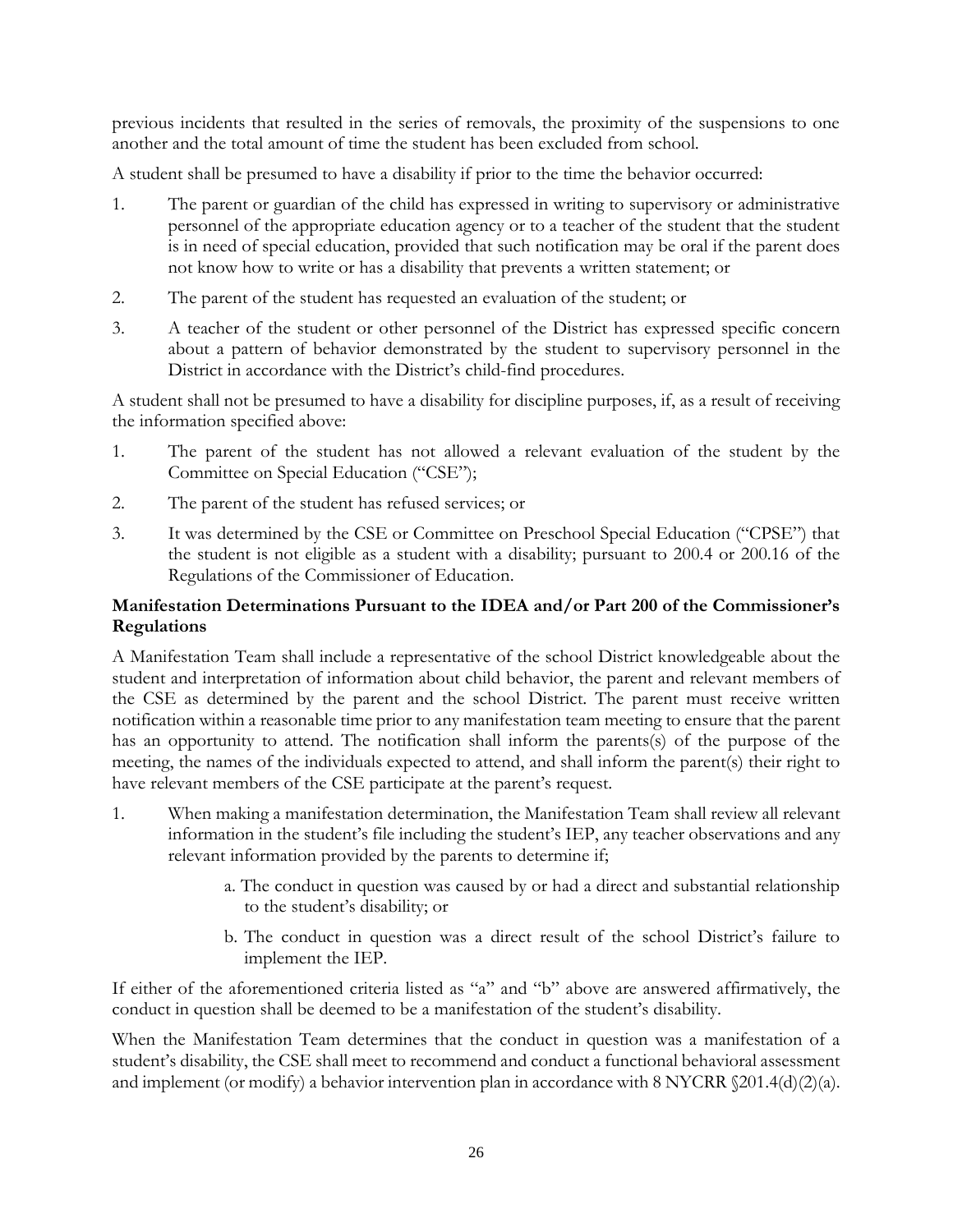previous incidents that resulted in the series of removals, the proximity of the suspensions to one another and the total amount of time the student has been excluded from school.

A student shall be presumed to have a disability if prior to the time the behavior occurred:

1. The parent or guardian of the child has expressed in writing to supervisory or administrative personnel of the appropriate education agency or to a teacher of the student that the student is in need of special education, provided that such notification may be oral if the parent does not know how to write or has a disability that prevents a written statement; or
2. The parent of the student has requested an evaluation of the student; or
3. A teacher of the student or other personnel of the District has expressed specific concern about a pattern of behavior demonstrated by the student to supervisory personnel in the District in accordance with the District's child-find procedures.

A student shall not be presumed to have a disability for discipline purposes, if, as a result of receiving the information specified above:

1. The parent of the student has not allowed a relevant evaluation of the student by the Committee on Special Education ("CSE");
2. The parent of the student has refused services; or
3. It was determined by the CSE or Committee on Preschool Special Education ("CPSE") that the student is not eligible as a student with a disability; pursuant to 200.4 or 200.16 of the Regulations of the Commissioner of Education.

**Manifestation Determinations Pursuant to the IDEA and/or Part 200 of the Commissioner's Regulations**

A Manifestation Team shall include a representative of the school District knowledgeable about the student and interpretation of information about child behavior, the parent and relevant members of the CSE as determined by the parent and the school District. The parent must receive written notification within a reasonable time prior to any manifestation team meeting to ensure that the parent has an opportunity to attend. The notification shall inform the parents(s) of the purpose of the meeting, the names of the individuals expected to attend, and shall inform the parent(s) their right to have relevant members of the CSE participate at the parent's request.

1. When making a manifestation determination, the Manifestation Team shall review all relevant information in the student's file including the student's IEP, any teacher observations and any relevant information provided by the parents to determine if;
   a. The conduct in question was caused by or had a direct and substantial relationship to the student's disability; or
   b. The conduct in question was a direct result of the school District's failure to implement the IEP.

If either of the aforementioned criteria listed as "a" and "b" above are answered affirmatively, the conduct in question shall be deemed to be a manifestation of the student's disability.

When the Manifestation Team determines that the conduct in question was a manifestation of a student's disability, the CSE shall meet to recommend and conduct a functional behavioral assessment and implement (or modify) a behavior intervention plan in accordance with 8 NYCRR §201.4(d)(2)(a).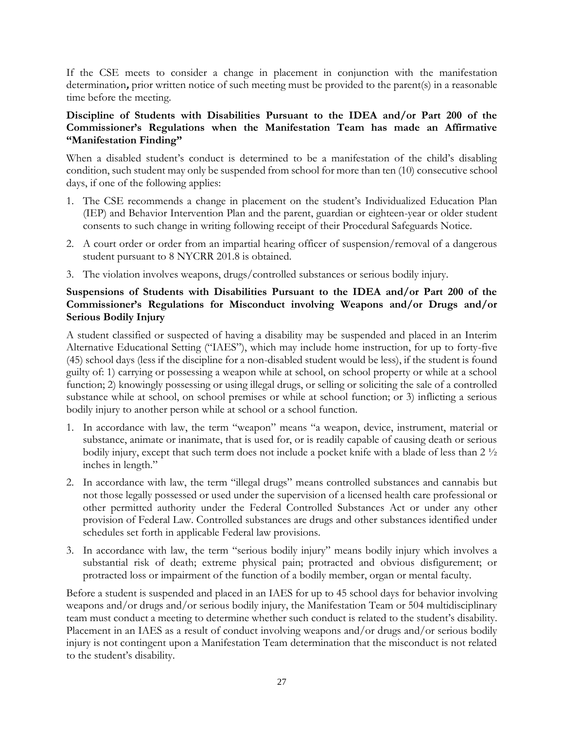If the CSE meets to consider a change in placement in conjunction with the manifestation determination**,** prior written notice of such meeting must be provided to the parent(s) in a reasonable time before the meeting.

**Discipline of Students with Disabilities Pursuant to the IDEA and/or Part 200 of the Commissioner's Regulations when the Manifestation Team has made an Affirmative "Manifestation Finding"**

When a disabled student's conduct is determined to be a manifestation of the child's disabling condition, such student may only be suspended from school for more than ten (10) consecutive school days, if one of the following applies:

1. The CSE recommends a change in placement on the student's Individualized Education Plan (IEP) and Behavior Intervention Plan and the parent, guardian or eighteen-year or older student consents to such change in writing following receipt of their Procedural Safeguards Notice.
2. A court order or order from an impartial hearing officer of suspension/removal of a dangerous student pursuant to 8 NYCRR 201.8 is obtained.
3. The violation involves weapons, drugs/controlled substances or serious bodily injury.

**Suspensions of Students with Disabilities Pursuant to the IDEA and/or Part 200 of the Commissioner's Regulations for Misconduct involving Weapons and/or Drugs and/or Serious Bodily Injury**

A student classified or suspected of having a disability may be suspended and placed in an Interim Alternative Educational Setting ("IAES"), which may include home instruction, for up to forty-five (45) school days (less if the discipline for a non-disabled student would be less), if the student is found guilty of: 1) carrying or possessing a weapon while at school, on school property or while at a school function; 2) knowingly possessing or using illegal drugs, or selling or soliciting the sale of a controlled substance while at school, on school premises or while at school function; or 3) inflicting a serious bodily injury to another person while at school or a school function.

1. In accordance with law, the term "weapon" means "a weapon, device, instrument, material or substance, animate or inanimate, that is used for, or is readily capable of causing death or serious bodily injury, except that such term does not include a pocket knife with a blade of less than 2 ½ inches in length."
2. In accordance with law, the term "illegal drugs" means controlled substances and cannabis but not those legally possessed or used under the supervision of a licensed health care professional or other permitted authority under the Federal Controlled Substances Act or under any other provision of Federal Law. Controlled substances are drugs and other substances identified under schedules set forth in applicable Federal law provisions.
3. In accordance with law, the term "serious bodily injury" means bodily injury which involves a substantial risk of death; extreme physical pain; protracted and obvious disfigurement; or protracted loss or impairment of the function of a bodily member, organ or mental faculty.

Before a student is suspended and placed in an IAES for up to 45 school days for behavior involving weapons and/or drugs and/or serious bodily injury, the Manifestation Team or 504 multidisciplinary team must conduct a meeting to determine whether such conduct is related to the student's disability. Placement in an IAES as a result of conduct involving weapons and/or drugs and/or serious bodily injury is not contingent upon a Manifestation Team determination that the misconduct is not related to the student's disability.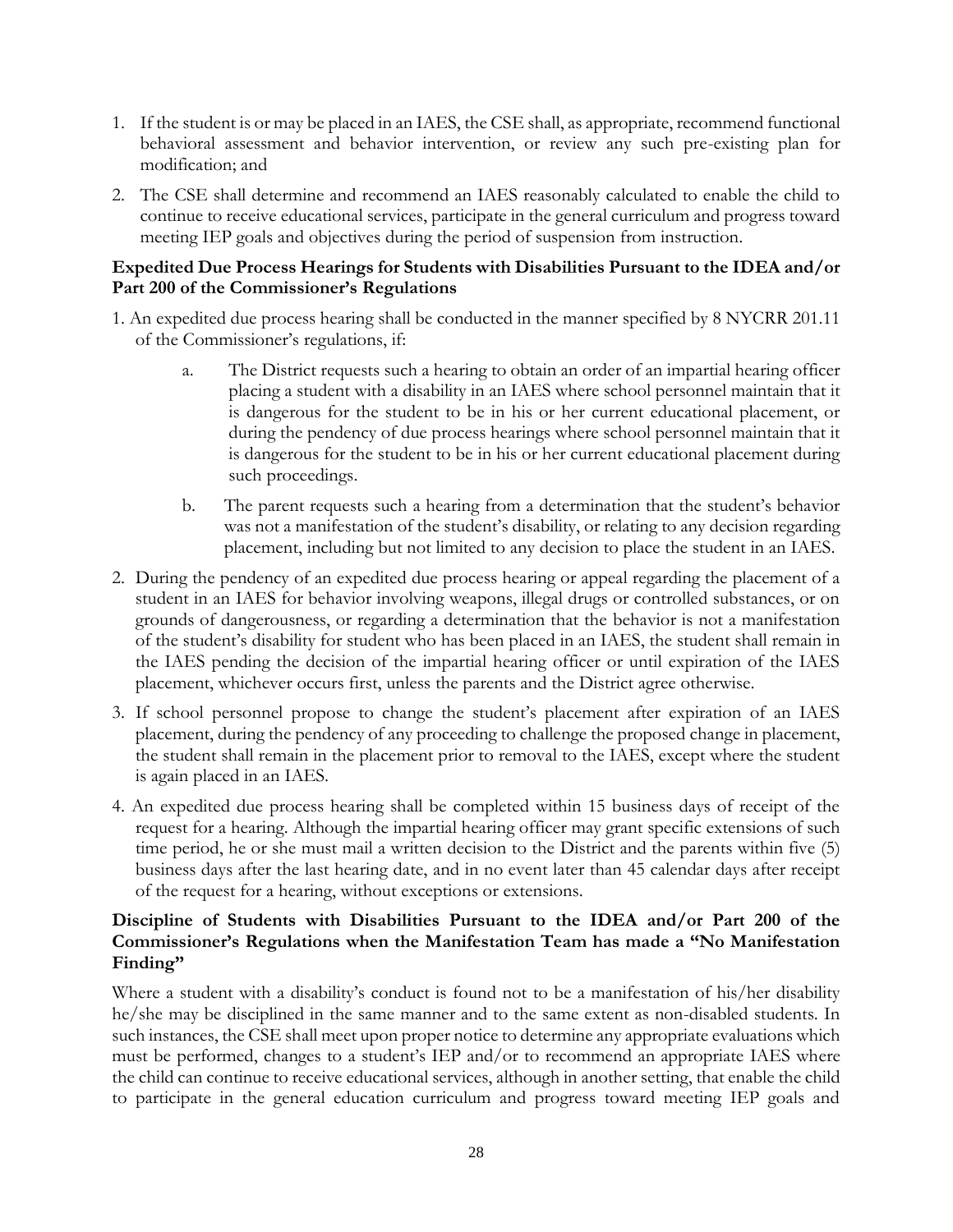1. If the student is or may be placed in an IAES, the CSE shall, as appropriate, recommend functional behavioral assessment and behavior intervention, or review any such pre-existing plan for modification; and
2. The CSE shall determine and recommend an IAES reasonably calculated to enable the child to continue to receive educational services, participate in the general curriculum and progress toward meeting IEP goals and objectives during the period of suspension from instruction.

**Expedited Due Process Hearings for Students with Disabilities Pursuant to the IDEA and/or Part 200 of the Commissioner's Regulations**

1. An expedited due process hearing shall be conducted in the manner specified by 8 NYCRR 201.11 of the Commissioner's regulations, if:
    a. The District requests such a hearing to obtain an order of an impartial hearing officer placing a student with a disability in an IAES where school personnel maintain that it is dangerous for the student to be in his or her current educational placement, or during the pendency of due process hearings where school personnel maintain that it is dangerous for the student to be in his or her current educational placement during such proceedings.
    b. The parent requests such a hearing from a determination that the student's behavior was not a manifestation of the student's disability, or relating to any decision regarding placement, including but not limited to any decision to place the student in an IAES.
2. During the pendency of an expedited due process hearing or appeal regarding the placement of a student in an IAES for behavior involving weapons, illegal drugs or controlled substances, or on grounds of dangerousness, or regarding a determination that the behavior is not a manifestation of the student's disability for student who has been placed in an IAES, the student shall remain in the IAES pending the decision of the impartial hearing officer or until expiration of the IAES placement, whichever occurs first, unless the parents and the District agree otherwise.
3. If school personnel propose to change the student's placement after expiration of an IAES placement, during the pendency of any proceeding to challenge the proposed change in placement, the student shall remain in the placement prior to removal to the IAES, except where the student is again placed in an IAES.
4. An expedited due process hearing shall be completed within 15 business days of receipt of the request for a hearing. Although the impartial hearing officer may grant specific extensions of such time period, he or she must mail a written decision to the District and the parents within five (5) business days after the last hearing date, and in no event later than 45 calendar days after receipt of the request for a hearing, without exceptions or extensions.

**Discipline of Students with Disabilities Pursuant to the IDEA and/or Part 200 of the Commissioner's Regulations when the Manifestation Team has made a "No Manifestation Finding"**

Where a student with a disability's conduct is found not to be a manifestation of his/her disability he/she may be disciplined in the same manner and to the same extent as non-disabled students. In such instances, the CSE shall meet upon proper notice to determine any appropriate evaluations which must be performed, changes to a student's IEP and/or to recommend an appropriate IAES where the child can continue to receive educational services, although in another setting, that enable the child to participate in the general education curriculum and progress toward meeting IEP goals and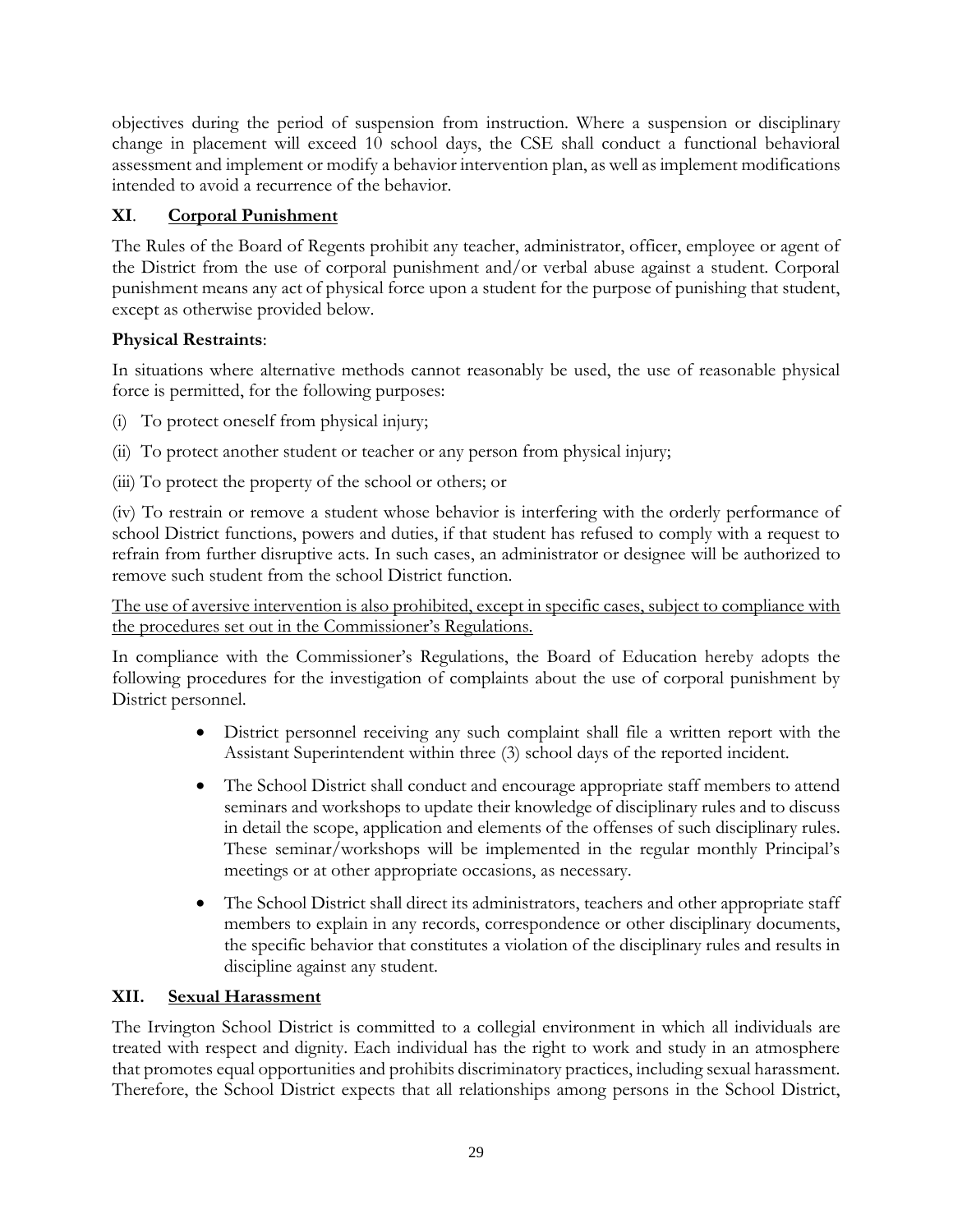objectives during the period of suspension from instruction. Where a suspension or disciplinary change in placement will exceed 10 school days, the CSE shall conduct a functional behavioral assessment and implement or modify a behavior intervention plan, as well as implement modifications intended to avoid a recurrence of the behavior.

## XI. Corporal Punishment

The Rules of the Board of Regents prohibit any teacher, administrator, officer, employee or agent of the District from the use of corporal punishment and/or verbal abuse against a student. Corporal punishment means any act of physical force upon a student for the purpose of punishing that student, except as otherwise provided below.

**Physical Restraints**:

In situations where alternative methods cannot reasonably be used, the use of reasonable physical force is permitted, for the following purposes:

(i) To protect oneself from physical injury;

(ii) To protect another student or teacher or any person from physical injury;

(iii) To protect the property of the school or others; or

(iv) To restrain or remove a student whose behavior is interfering with the orderly performance of school District functions, powers and duties, if that student has refused to comply with a request to refrain from further disruptive acts. In such cases, an administrator or designee will be authorized to remove such student from the school District function.

<u>The use of aversive intervention is also prohibited, except in specific cases, subject to compliance with the procedures set out in the Commissioner's Regulations.</u>

In compliance with the Commissioner's Regulations, the Board of Education hereby adopts the following procedures for the investigation of complaints about the use of corporal punishment by District personnel.

- District personnel receiving any such complaint shall file a written report with the Assistant Superintendent within three (3) school days of the reported incident.
- The School District shall conduct and encourage appropriate staff members to attend seminars and workshops to update their knowledge of disciplinary rules and to discuss in detail the scope, application and elements of the offenses of such disciplinary rules. These seminar/workshops will be implemented in the regular monthly Principal's meetings or at other appropriate occasions, as necessary.
- The School District shall direct its administrators, teachers and other appropriate staff members to explain in any records, correspondence or other disciplinary documents, the specific behavior that constitutes a violation of the disciplinary rules and results in discipline against any student.

## XII. Sexual Harassment

The Irvington School District is committed to a collegial environment in which all individuals are treated with respect and dignity. Each individual has the right to work and study in an atmosphere that promotes equal opportunities and prohibits discriminatory practices, including sexual harassment. Therefore, the School District expects that all relationships among persons in the School District,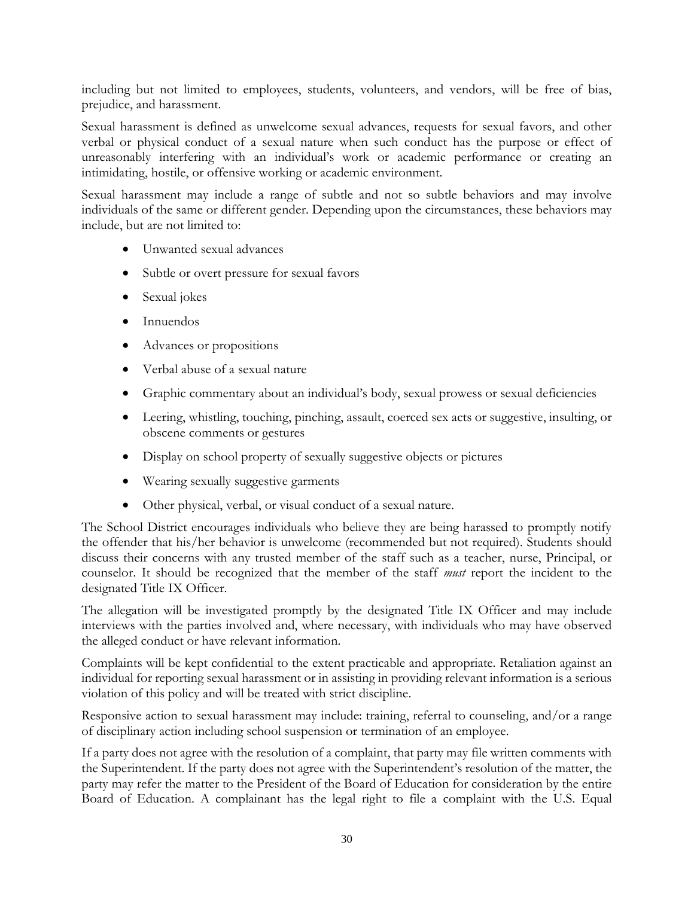including but not limited to employees, students, volunteers, and vendors, will be free of bias, prejudice, and harassment.

Sexual harassment is defined as unwelcome sexual advances, requests for sexual favors, and other verbal or physical conduct of a sexual nature when such conduct has the purpose or effect of unreasonably interfering with an individual's work or academic performance or creating an intimidating, hostile, or offensive working or academic environment.

Sexual harassment may include a range of subtle and not so subtle behaviors and may involve individuals of the same or different gender. Depending upon the circumstances, these behaviors may include, but are not limited to:

- Unwanted sexual advances
- Subtle or overt pressure for sexual favors
- Sexual jokes
- Innuendos
- Advances or propositions
- Verbal abuse of a sexual nature
- Graphic commentary about an individual's body, sexual prowess or sexual deficiencies
- Leering, whistling, touching, pinching, assault, coerced sex acts or suggestive, insulting, or obscene comments or gestures
- Display on school property of sexually suggestive objects or pictures
- Wearing sexually suggestive garments
- Other physical, verbal, or visual conduct of a sexual nature.

The School District encourages individuals who believe they are being harassed to promptly notify the offender that his/her behavior is unwelcome (recommended but not required). Students should discuss their concerns with any trusted member of the staff such as a teacher, nurse, Principal, or counselor. It should be recognized that the member of the staff *must* report the incident to the designated Title IX Officer.

The allegation will be investigated promptly by the designated Title IX Officer and may include interviews with the parties involved and, where necessary, with individuals who may have observed the alleged conduct or have relevant information.

Complaints will be kept confidential to the extent practicable and appropriate. Retaliation against an individual for reporting sexual harassment or in assisting in providing relevant information is a serious violation of this policy and will be treated with strict discipline.

Responsive action to sexual harassment may include: training, referral to counseling, and/or a range of disciplinary action including school suspension or termination of an employee.

If a party does not agree with the resolution of a complaint, that party may file written comments with the Superintendent. If the party does not agree with the Superintendent's resolution of the matter, the party may refer the matter to the President of the Board of Education for consideration by the entire Board of Education. A complainant has the legal right to file a complaint with the U.S. Equal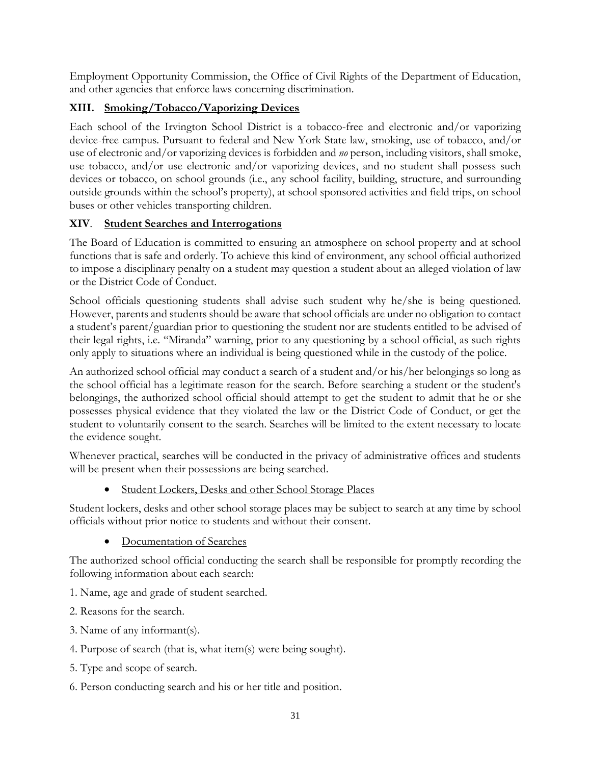Employment Opportunity Commission, the Office of Civil Rights of the Department of Education, and other agencies that enforce laws concerning discrimination.

## XIII. Smoking/Tobacco/Vaporizing Devices

Each school of the Irvington School District is a tobacco-free and electronic and/or vaporizing device-free campus. Pursuant to federal and New York State law, smoking, use of tobacco, and/or use of electronic and/or vaporizing devices is forbidden and *no* person, including visitors, shall smoke, use tobacco, and/or use electronic and/or vaporizing devices, and no student shall possess such devices or tobacco, on school grounds (i.e., any school facility, building, structure, and surrounding outside grounds within the school's property), at school sponsored activities and field trips, on school buses or other vehicles transporting children.

## XIV. Student Searches and Interrogations

The Board of Education is committed to ensuring an atmosphere on school property and at school functions that is safe and orderly. To achieve this kind of environment, any school official authorized to impose a disciplinary penalty on a student may question a student about an alleged violation of law or the District Code of Conduct.

School officials questioning students shall advise such student why he/she is being questioned. However, parents and students should be aware that school officials are under no obligation to contact a student's parent/guardian prior to questioning the student nor are students entitled to be advised of their legal rights, i.e. "Miranda" warning, prior to any questioning by a school official, as such rights only apply to situations where an individual is being questioned while in the custody of the police.

An authorized school official may conduct a search of a student and/or his/her belongings so long as the school official has a legitimate reason for the search. Before searching a student or the student's belongings, the authorized school official should attempt to get the student to admit that he or she possesses physical evidence that they violated the law or the District Code of Conduct, or get the student to voluntarily consent to the search. Searches will be limited to the extent necessary to locate the evidence sought.

Whenever practical, searches will be conducted in the privacy of administrative offices and students will be present when their possessions are being searched.

- Student Lockers, Desks and other School Storage Places

Student lockers, desks and other school storage places may be subject to search at any time by school officials without prior notice to students and without their consent.

- Documentation of Searches

The authorized school official conducting the search shall be responsible for promptly recording the following information about each search:

1. Name, age and grade of student searched.
2. Reasons for the search.
3. Name of any informant(s).
4. Purpose of search (that is, what item(s) were being sought).
5. Type and scope of search.
6. Person conducting search and his or her title and position.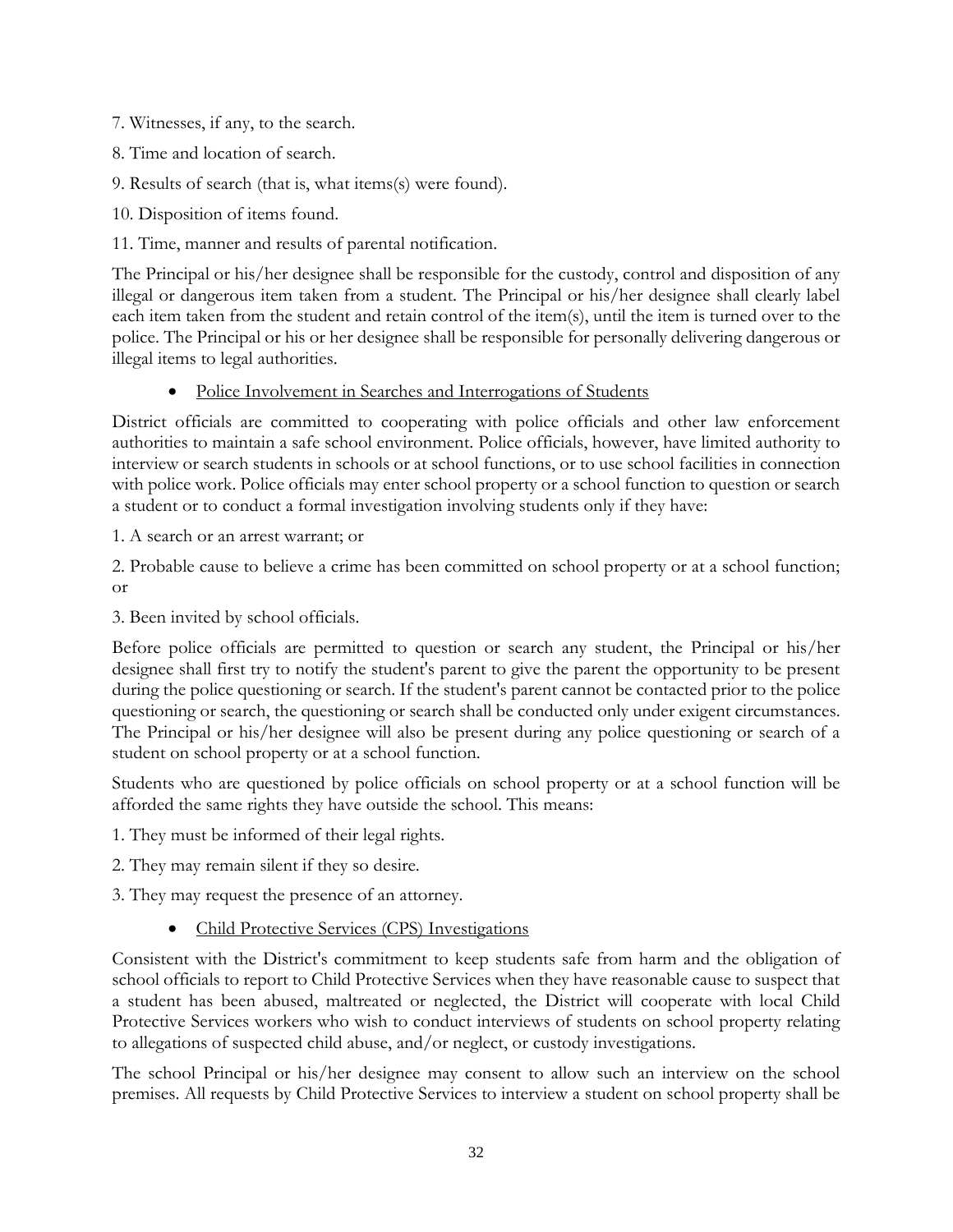7. Witnesses, if any, to the search.

8. Time and location of search.

9. Results of search (that is, what items(s) were found).

10. Disposition of items found.

11. Time, manner and results of parental notification.

The Principal or his/her designee shall be responsible for the custody, control and disposition of any illegal or dangerous item taken from a student. The Principal or his/her designee shall clearly label each item taken from the student and retain control of the item(s), until the item is turned over to the police. The Principal or his or her designee shall be responsible for personally delivering dangerous or illegal items to legal authorities.

- Police Involvement in Searches and Interrogations of Students

District officials are committed to cooperating with police officials and other law enforcement authorities to maintain a safe school environment. Police officials, however, have limited authority to interview or search students in schools or at school functions, or to use school facilities in connection with police work. Police officials may enter school property or a school function to question or search a student or to conduct a formal investigation involving students only if they have:

1. A search or an arrest warrant; or

2. Probable cause to believe a crime has been committed on school property or at a school function; or

3. Been invited by school officials.

Before police officials are permitted to question or search any student, the Principal or his/her designee shall first try to notify the student's parent to give the parent the opportunity to be present during the police questioning or search. If the student's parent cannot be contacted prior to the police questioning or search, the questioning or search shall be conducted only under exigent circumstances. The Principal or his/her designee will also be present during any police questioning or search of a student on school property or at a school function.

Students who are questioned by police officials on school property or at a school function will be afforded the same rights they have outside the school. This means:

1. They must be informed of their legal rights.

2. They may remain silent if they so desire.

3. They may request the presence of an attorney.

- Child Protective Services (CPS) Investigations

Consistent with the District's commitment to keep students safe from harm and the obligation of school officials to report to Child Protective Services when they have reasonable cause to suspect that a student has been abused, maltreated or neglected, the District will cooperate with local Child Protective Services workers who wish to conduct interviews of students on school property relating to allegations of suspected child abuse, and/or neglect, or custody investigations.

The school Principal or his/her designee may consent to allow such an interview on the school premises. All requests by Child Protective Services to interview a student on school property shall be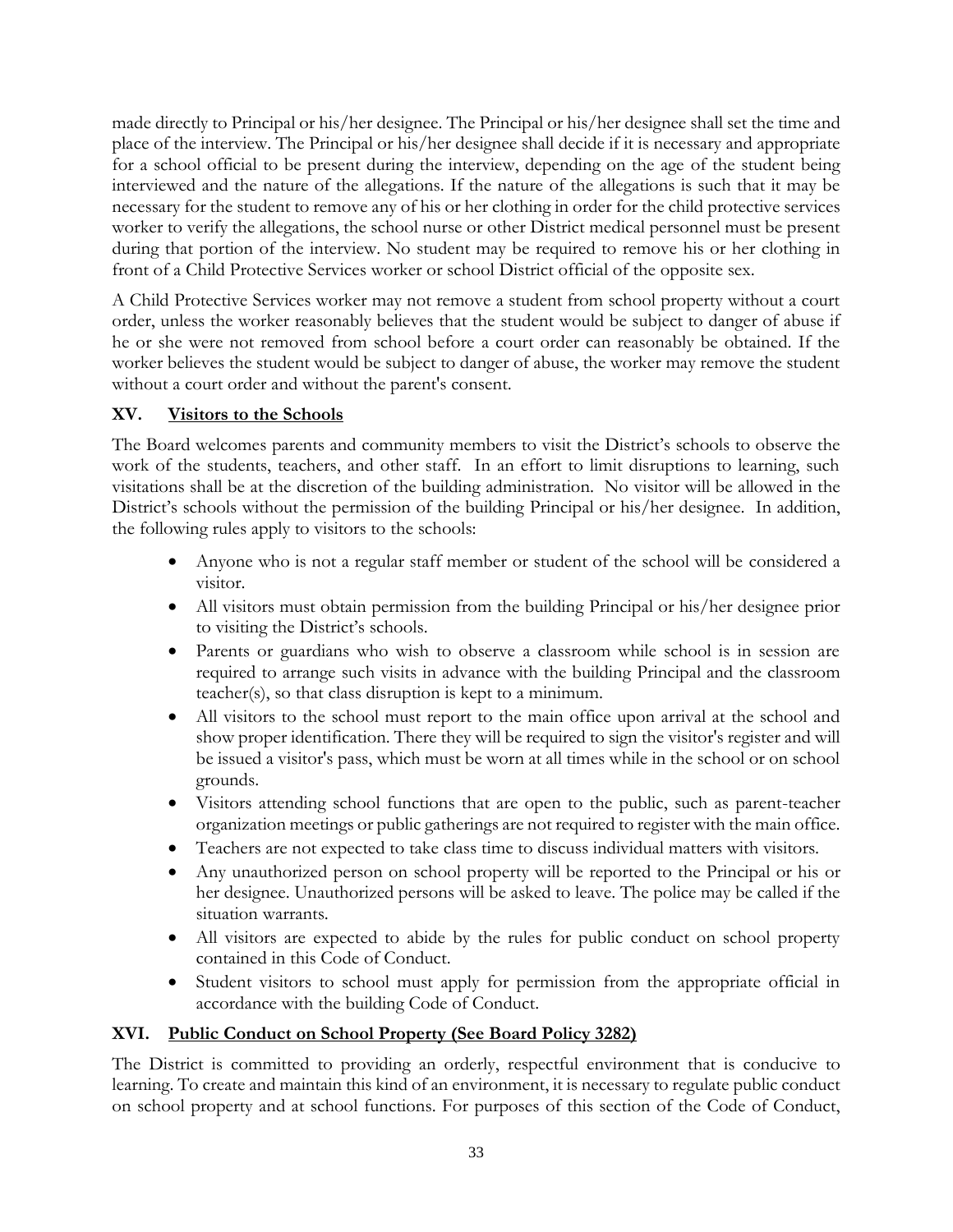made directly to Principal or his/her designee. The Principal or his/her designee shall set the time and place of the interview. The Principal or his/her designee shall decide if it is necessary and appropriate for a school official to be present during the interview, depending on the age of the student being interviewed and the nature of the allegations. If the nature of the allegations is such that it may be necessary for the student to remove any of his or her clothing in order for the child protective services worker to verify the allegations, the school nurse or other District medical personnel must be present during that portion of the interview. No student may be required to remove his or her clothing in front of a Child Protective Services worker or school District official of the opposite sex.

A Child Protective Services worker may not remove a student from school property without a court order, unless the worker reasonably believes that the student would be subject to danger of abuse if he or she were not removed from school before a court order can reasonably be obtained. If the worker believes the student would be subject to danger of abuse, the worker may remove the student without a court order and without the parent's consent.

## XV. <u>Visitors to the Schools</u>

The Board welcomes parents and community members to visit the District's schools to observe the work of the students, teachers, and other staff. In an effort to limit disruptions to learning, such visitations shall be at the discretion of the building administration. No visitor will be allowed in the District's schools without the permission of the building Principal or his/her designee. In addition, the following rules apply to visitors to the schools:

- Anyone who is not a regular staff member or student of the school will be considered a visitor.
- All visitors must obtain permission from the building Principal or his/her designee prior to visiting the District's schools.
- Parents or guardians who wish to observe a classroom while school is in session are required to arrange such visits in advance with the building Principal and the classroom teacher(s), so that class disruption is kept to a minimum.
- All visitors to the school must report to the main office upon arrival at the school and show proper identification. There they will be required to sign the visitor's register and will be issued a visitor's pass, which must be worn at all times while in the school or on school grounds.
- Visitors attending school functions that are open to the public, such as parent-teacher organization meetings or public gatherings are not required to register with the main office.
- Teachers are not expected to take class time to discuss individual matters with visitors.
- Any unauthorized person on school property will be reported to the Principal or his or her designee. Unauthorized persons will be asked to leave. The police may be called if the situation warrants.
- All visitors are expected to abide by the rules for public conduct on school property contained in this Code of Conduct.
- Student visitors to school must apply for permission from the appropriate official in accordance with the building Code of Conduct.

## XVI. <u>Public Conduct on School Property (See Board Policy 3282)</u>

The District is committed to providing an orderly, respectful environment that is conducive to learning. To create and maintain this kind of an environment, it is necessary to regulate public conduct on school property and at school functions. For purposes of this section of the Code of Conduct,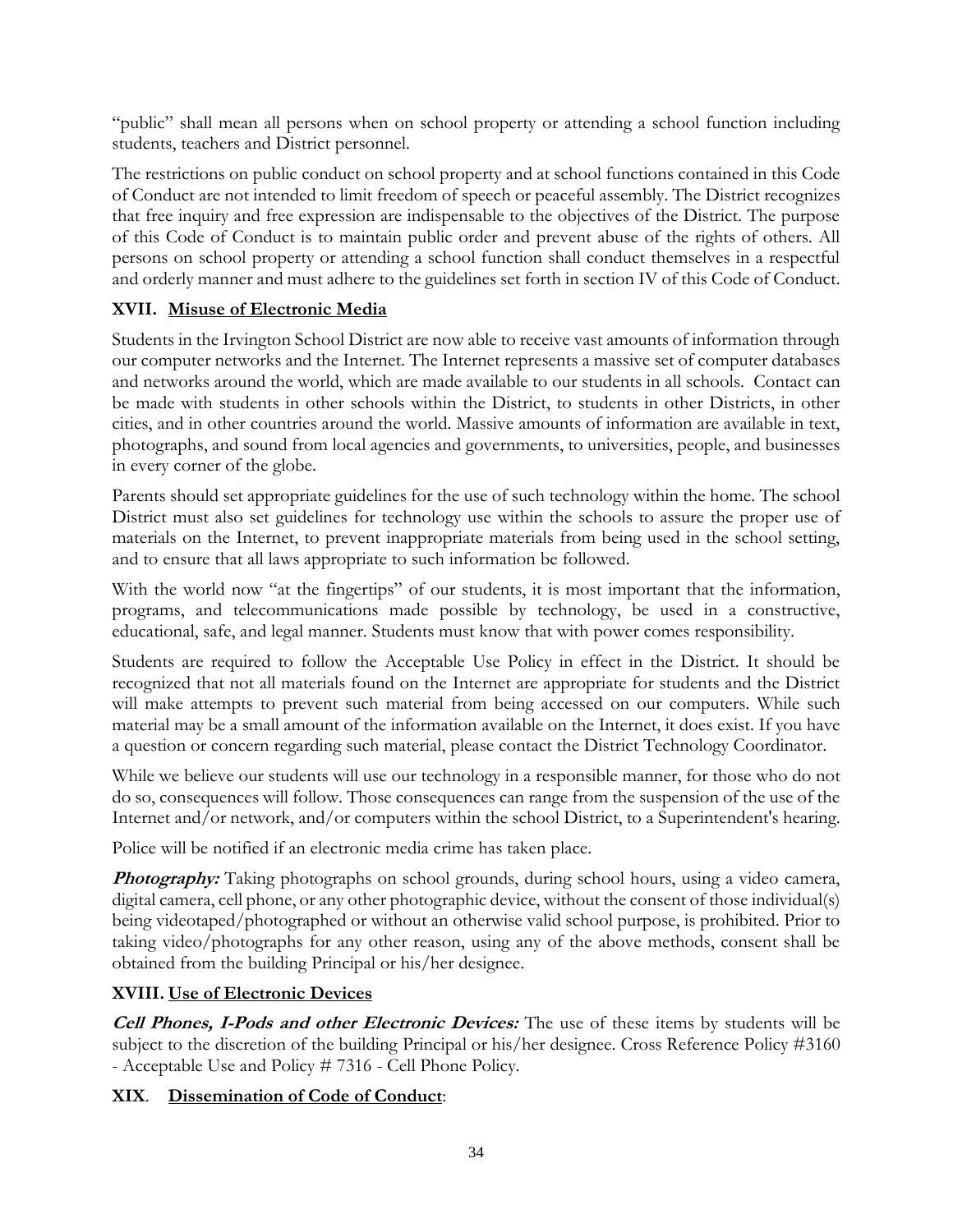"public" shall mean all persons when on school property or attending a school function including students, teachers and District personnel.

The restrictions on public conduct on school property and at school functions contained in this Code of Conduct are not intended to limit freedom of speech or peaceful assembly. The District recognizes that free inquiry and free expression are indispensable to the objectives of the District. The purpose of this Code of Conduct is to maintain public order and prevent abuse of the rights of others. All persons on school property or attending a school function shall conduct themselves in a respectful and orderly manner and must adhere to the guidelines set forth in section IV of this Code of Conduct.

## XVII. Misuse of Electronic Media

Students in the Irvington School District are now able to receive vast amounts of information through our computer networks and the Internet. The Internet represents a massive set of computer databases and networks around the world, which are made available to our students in all schools. Contact can be made with students in other schools within the District, to students in other Districts, in other cities, and in other countries around the world. Massive amounts of information are available in text, photographs, and sound from local agencies and governments, to universities, people, and businesses in every corner of the globe.

Parents should set appropriate guidelines for the use of such technology within the home. The school District must also set guidelines for technology use within the schools to assure the proper use of materials on the Internet, to prevent inappropriate materials from being used in the school setting, and to ensure that all laws appropriate to such information be followed.

With the world now "at the fingertips" of our students, it is most important that the information, programs, and telecommunications made possible by technology, be used in a constructive, educational, safe, and legal manner. Students must know that with power comes responsibility.

Students are required to follow the Acceptable Use Policy in effect in the District. It should be recognized that not all materials found on the Internet are appropriate for students and the District will make attempts to prevent such material from being accessed on our computers. While such material may be a small amount of the information available on the Internet, it does exist. If you have a question or concern regarding such material, please contact the District Technology Coordinator.

While we believe our students will use our technology in a responsible manner, for those who do not do so, consequences will follow. Those consequences can range from the suspension of the use of the Internet and/or network, and/or computers within the school District, to a Superintendent's hearing.

Police will be notified if an electronic media crime has taken place.

***Photography:*** Taking photographs on school grounds, during school hours, using a video camera, digital camera, cell phone, or any other photographic device, without the consent of those individual(s) being videotaped/photographed or without an otherwise valid school purpose, is prohibited. Prior to taking video/photographs for any other reason, using any of the above methods, consent shall be obtained from the building Principal or his/her designee.

## XVIII. Use of Electronic Devices

***Cell Phones, I-Pods and other Electronic Devices:*** The use of these items by students will be subject to the discretion of the building Principal or his/her designee. Cross Reference Policy #3160 - Acceptable Use and Policy # 7316 - Cell Phone Policy.

## XIX. Dissemination of Code of Conduct: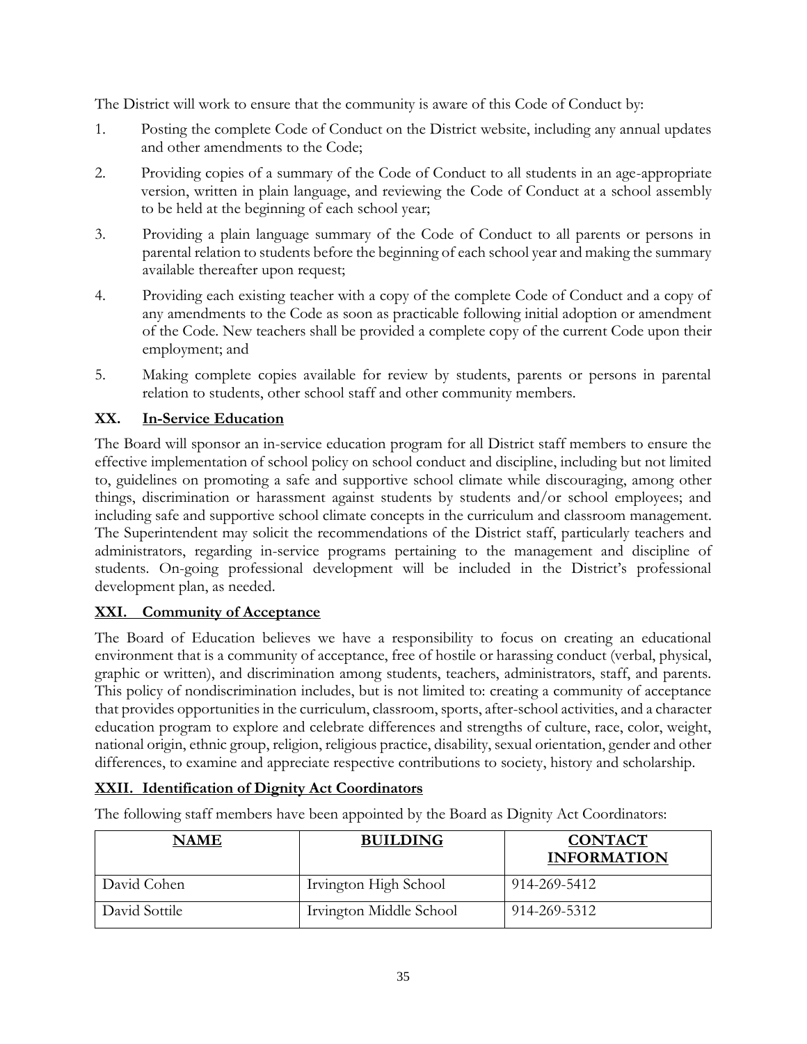The District will work to ensure that the community is aware of this Code of Conduct by:

1. Posting the complete Code of Conduct on the District website, including any annual updates and other amendments to the Code;
2. Providing copies of a summary of the Code of Conduct to all students in an age-appropriate version, written in plain language, and reviewing the Code of Conduct at a school assembly to be held at the beginning of each school year;
3. Providing a plain language summary of the Code of Conduct to all parents or persons in parental relation to students before the beginning of each school year and making the summary available thereafter upon request;
4. Providing each existing teacher with a copy of the complete Code of Conduct and a copy of any amendments to the Code as soon as practicable following initial adoption or amendment of the Code. New teachers shall be provided a complete copy of the current Code upon their employment; and
5. Making complete copies available for review by students, parents or persons in parental relation to students, other school staff and other community members.

## XX. In-Service Education

The Board will sponsor an in-service education program for all District staff members to ensure the effective implementation of school policy on school conduct and discipline, including but not limited to, guidelines on promoting a safe and supportive school climate while discouraging, among other things, discrimination or harassment against students by students and/or school employees; and including safe and supportive school climate concepts in the curriculum and classroom management. The Superintendent may solicit the recommendations of the District staff, particularly teachers and administrators, regarding in-service programs pertaining to the management and discipline of students. On-going professional development will be included in the District's professional development plan, as needed.

## XXI. Community of Acceptance

The Board of Education believes we have a responsibility to focus on creating an educational environment that is a community of acceptance, free of hostile or harassing conduct (verbal, physical, graphic or written), and discrimination among students, teachers, administrators, staff, and parents. This policy of nondiscrimination includes, but is not limited to: creating a community of acceptance that provides opportunities in the curriculum, classroom, sports, after-school activities, and a character education program to explore and celebrate differences and strengths of culture, race, color, weight, national origin, ethnic group, religion, religious practice, disability, sexual orientation, gender and other differences, to examine and appreciate respective contributions to society, history and scholarship.

## XXII. Identification of Dignity Act Coordinators

The following staff members have been appointed by the Board as Dignity Act Coordinators:

| NAME | BUILDING | CONTACT INFORMATION |
|---|---|---|
| David Cohen | Irvington High School | 914-269-5412 |
| David Sottile | Irvington Middle School | 914-269-5312 |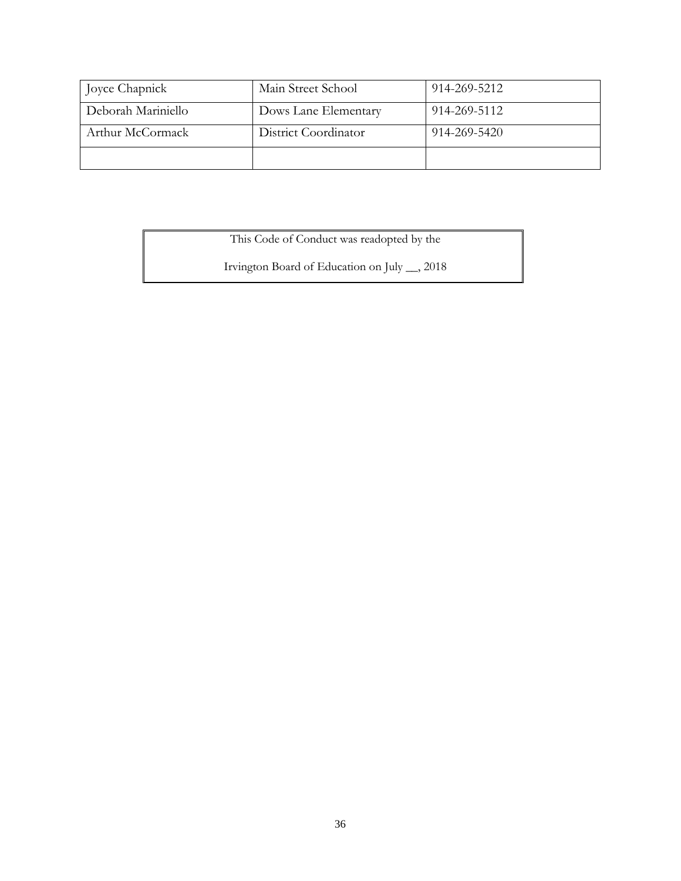| | | |
|---|---|---|
| Joyce Chapnick | Main Street School | 914-269-5212 |
| Deborah Mariniello | Dows Lane Elementary | 914-269-5112 |
| Arthur McCormack | District Coordinator | 914-269-5420 |
| | | |

This Code of Conduct was readopted by the

Irvington Board of Education on July __, 2018